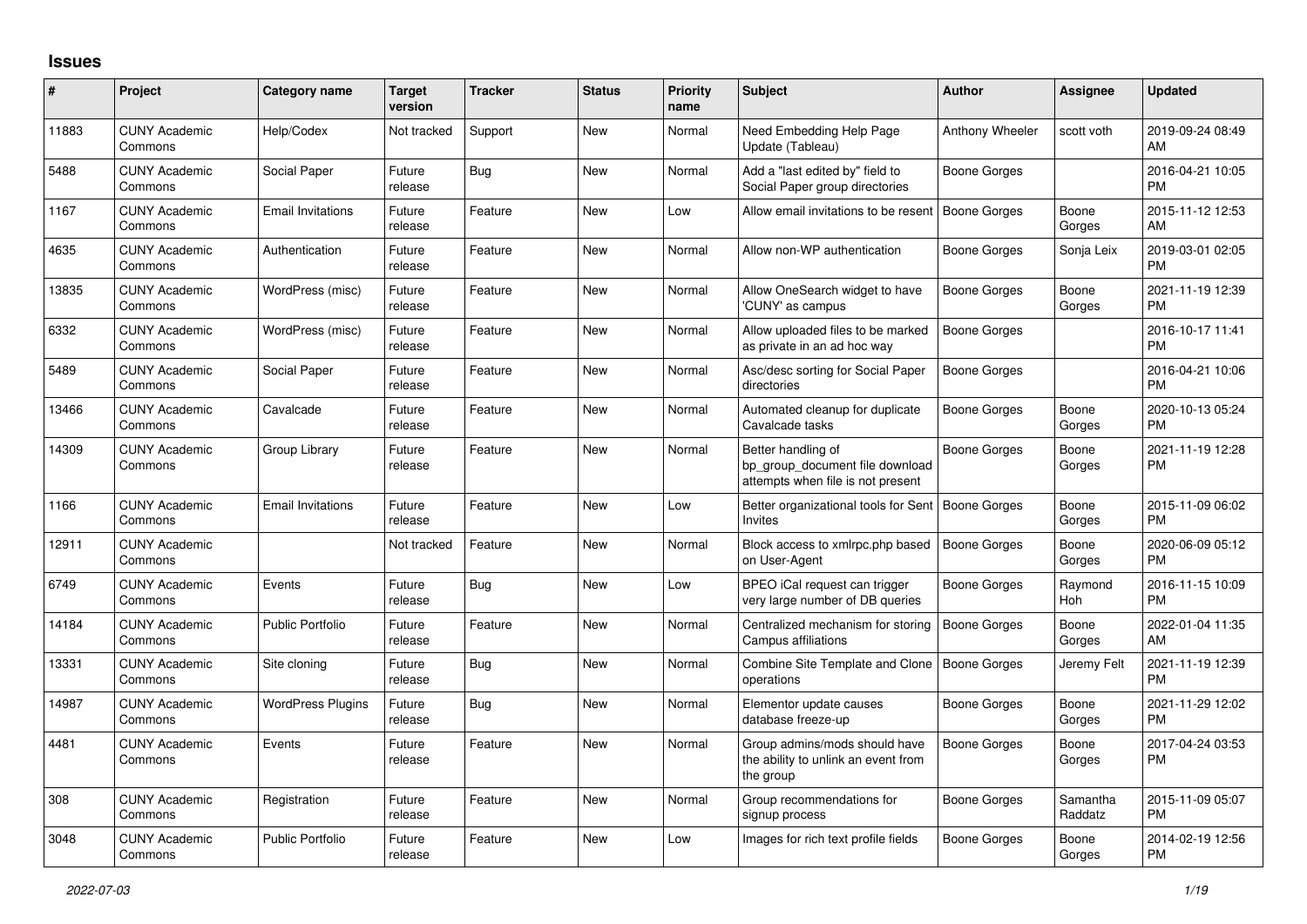## Issues

| # | Project | Category name | Target version | Tracker | Status | Priority name | Subject | Author | Assignee | Updated |
|---|---|---|---|---|---|---|---|---|---|---|
| 11883 | CUNY Academic Commons | Help/Codex | Not tracked | Support | New | Normal | Need Embedding Help Page Update (Tableau) | Anthony Wheeler | scott voth | 2019-09-24 08:49 AM |
| 5488 | CUNY Academic Commons | Social Paper | Future release | Bug | New | Normal | Add a "last edited by" field to Social Paper group directories | Boone Gorges | | 2016-04-21 10:05 PM |
| 1167 | CUNY Academic Commons | Email Invitations | Future release | Feature | New | Low | Allow email invitations to be resent | Boone Gorges | Boone Gorges | 2015-11-12 12:53 AM |
| 4635 | CUNY Academic Commons | Authentication | Future release | Feature | New | Normal | Allow non-WP authentication | Boone Gorges | Sonja Leix | 2019-03-01 02:05 PM |
| 13835 | CUNY Academic Commons | WordPress (misc) | Future release | Feature | New | Normal | Allow OneSearch widget to have 'CUNY' as campus | Boone Gorges | Boone Gorges | 2021-11-19 12:39 PM |
| 6332 | CUNY Academic Commons | WordPress (misc) | Future release | Feature | New | Normal | Allow uploaded files to be marked as private in an ad hoc way | Boone Gorges | | 2016-10-17 11:41 PM |
| 5489 | CUNY Academic Commons | Social Paper | Future release | Feature | New | Normal | Asc/desc sorting for Social Paper directories | Boone Gorges | | 2016-04-21 10:06 PM |
| 13466 | CUNY Academic Commons | Cavalcade | Future release | Feature | New | Normal | Automated cleanup for duplicate Cavalcade tasks | Boone Gorges | Boone Gorges | 2020-10-13 05:24 PM |
| 14309 | CUNY Academic Commons | Group Library | Future release | Feature | New | Normal | Better handling of bp_group_document file download attempts when file is not present | Boone Gorges | Boone Gorges | 2021-11-19 12:28 PM |
| 1166 | CUNY Academic Commons | Email Invitations | Future release | Feature | New | Low | Better organizational tools for Sent Invites | Boone Gorges | Boone Gorges | 2015-11-09 06:02 PM |
| 12911 | CUNY Academic Commons | | Not tracked | Feature | New | Normal | Block access to xmlrpc.php based on User-Agent | Boone Gorges | Boone Gorges | 2020-06-09 05:12 PM |
| 6749 | CUNY Academic Commons | Events | Future release | Bug | New | Low | BPEO iCal request can trigger very large number of DB queries | Boone Gorges | Raymond Hoh | 2016-11-15 10:09 PM |
| 14184 | CUNY Academic Commons | Public Portfolio | Future release | Feature | New | Normal | Centralized mechanism for storing Campus affiliations | Boone Gorges | Boone Gorges | 2022-01-04 11:35 AM |
| 13331 | CUNY Academic Commons | Site cloning | Future release | Bug | New | Normal | Combine Site Template and Clone operations | Boone Gorges | Jeremy Felt | 2021-11-19 12:39 PM |
| 14987 | CUNY Academic Commons | WordPress Plugins | Future release | Bug | New | Normal | Elementor update causes database freeze-up | Boone Gorges | Boone Gorges | 2021-11-29 12:02 PM |
| 4481 | CUNY Academic Commons | Events | Future release | Feature | New | Normal | Group admins/mods should have the ability to unlink an event from the group | Boone Gorges | Boone Gorges | 2017-04-24 03:53 PM |
| 308 | CUNY Academic Commons | Registration | Future release | Feature | New | Normal | Group recommendations for signup process | Boone Gorges | Samantha Raddatz | 2015-11-09 05:07 PM |
| 3048 | CUNY Academic Commons | Public Portfolio | Future release | Feature | New | Low | Images for rich text profile fields | Boone Gorges | Boone Gorges | 2014-02-19 12:56 PM |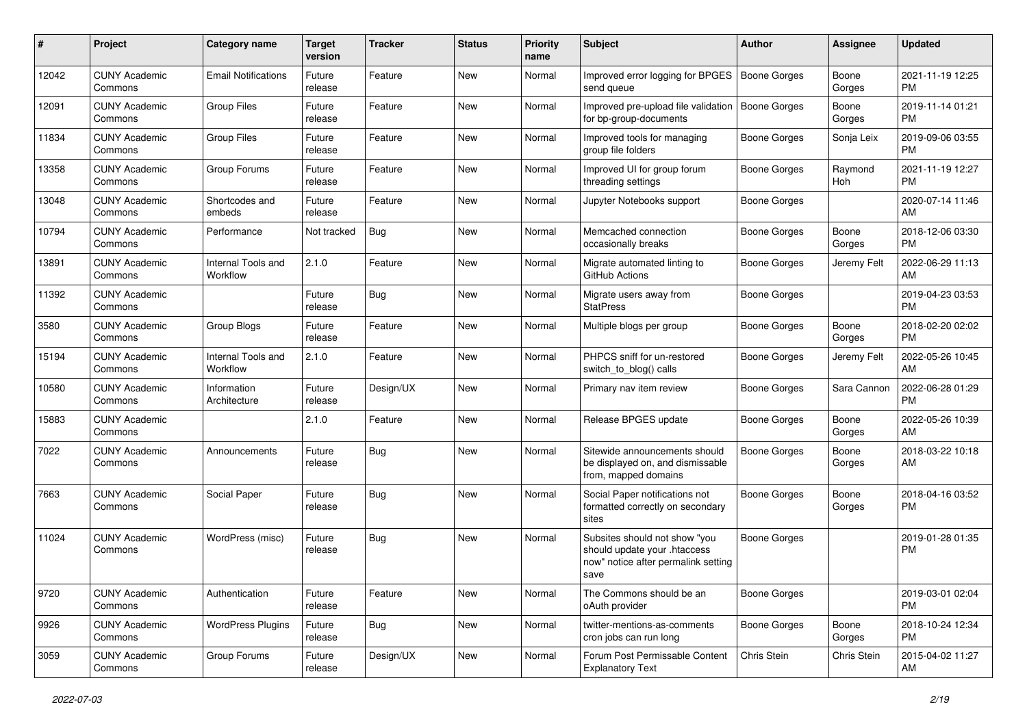| # | Project | Category name | Target version | Tracker | Status | Priority name | Subject | Author | Assignee | Updated |
|---|---|---|---|---|---|---|---|---|---|---|
| 12042 | CUNY Academic Commons | Email Notifications | Future release | Feature | New | Normal | Improved error logging for BPGES send queue | Boone Gorges | Boone Gorges | 2021-11-19 12:25 PM |
| 12091 | CUNY Academic Commons | Group Files | Future release | Feature | New | Normal | Improved pre-upload file validation for bp-group-documents | Boone Gorges | Boone Gorges | 2019-11-14 01:21 PM |
| 11834 | CUNY Academic Commons | Group Files | Future release | Feature | New | Normal | Improved tools for managing group file folders | Boone Gorges | Sonja Leix | 2019-09-06 03:55 PM |
| 13358 | CUNY Academic Commons | Group Forums | Future release | Feature | New | Normal | Improved UI for group forum threading settings | Boone Gorges | Raymond Hoh | 2021-11-19 12:27 PM |
| 13048 | CUNY Academic Commons | Shortcodes and embeds | Future release | Feature | New | Normal | Jupyter Notebooks support | Boone Gorges | | 2020-07-14 11:46 AM |
| 10794 | CUNY Academic Commons | Performance | Not tracked | Bug | New | Normal | Memcached connection occasionally breaks | Boone Gorges | Boone Gorges | 2018-12-06 03:30 PM |
| 13891 | CUNY Academic Commons | Internal Tools and Workflow | 2.1.0 | Feature | New | Normal | Migrate automated linting to GitHub Actions | Boone Gorges | Jeremy Felt | 2022-06-29 11:13 AM |
| 11392 | CUNY Academic Commons | | Future release | Bug | New | Normal | Migrate users away from StatPress | Boone Gorges | | 2019-04-23 03:53 PM |
| 3580 | CUNY Academic Commons | Group Blogs | Future release | Feature | New | Normal | Multiple blogs per group | Boone Gorges | Boone Gorges | 2018-02-20 02:02 PM |
| 15194 | CUNY Academic Commons | Internal Tools and Workflow | 2.1.0 | Feature | New | Normal | PHPCS sniff for un-restored switch_to_blog() calls | Boone Gorges | Jeremy Felt | 2022-05-26 10:45 AM |
| 10580 | CUNY Academic Commons | Information Architecture | Future release | Design/UX | New | Normal | Primary nav item review | Boone Gorges | Sara Cannon | 2022-06-28 01:29 PM |
| 15883 | CUNY Academic Commons | | 2.1.0 | Feature | New | Normal | Release BPGES update | Boone Gorges | Boone Gorges | 2022-05-26 10:39 AM |
| 7022 | CUNY Academic Commons | Announcements | Future release | Bug | New | Normal | Sitewide announcements should be displayed on, and dismissable from, mapped domains | Boone Gorges | Boone Gorges | 2018-03-22 10:18 AM |
| 7663 | CUNY Academic Commons | Social Paper | Future release | Bug | New | Normal | Social Paper notifications not formatted correctly on secondary sites | Boone Gorges | Boone Gorges | 2018-04-16 03:52 PM |
| 11024 | CUNY Academic Commons | WordPress (misc) | Future release | Bug | New | Normal | Subsites should not show "you should update your .htaccess now" notice after permalink setting save | Boone Gorges | | 2019-01-28 01:35 PM |
| 9720 | CUNY Academic Commons | Authentication | Future release | Feature | New | Normal | The Commons should be an oAuth provider | Boone Gorges | | 2019-03-01 02:04 PM |
| 9926 | CUNY Academic Commons | WordPress Plugins | Future release | Bug | New | Normal | twitter-mentions-as-comments cron jobs can run long | Boone Gorges | Boone Gorges | 2018-10-24 12:34 PM |
| 3059 | CUNY Academic Commons | Group Forums | Future release | Design/UX | New | Normal | Forum Post Permissable Content Explanatory Text | Chris Stein | Chris Stein | 2015-04-02 11:27 AM |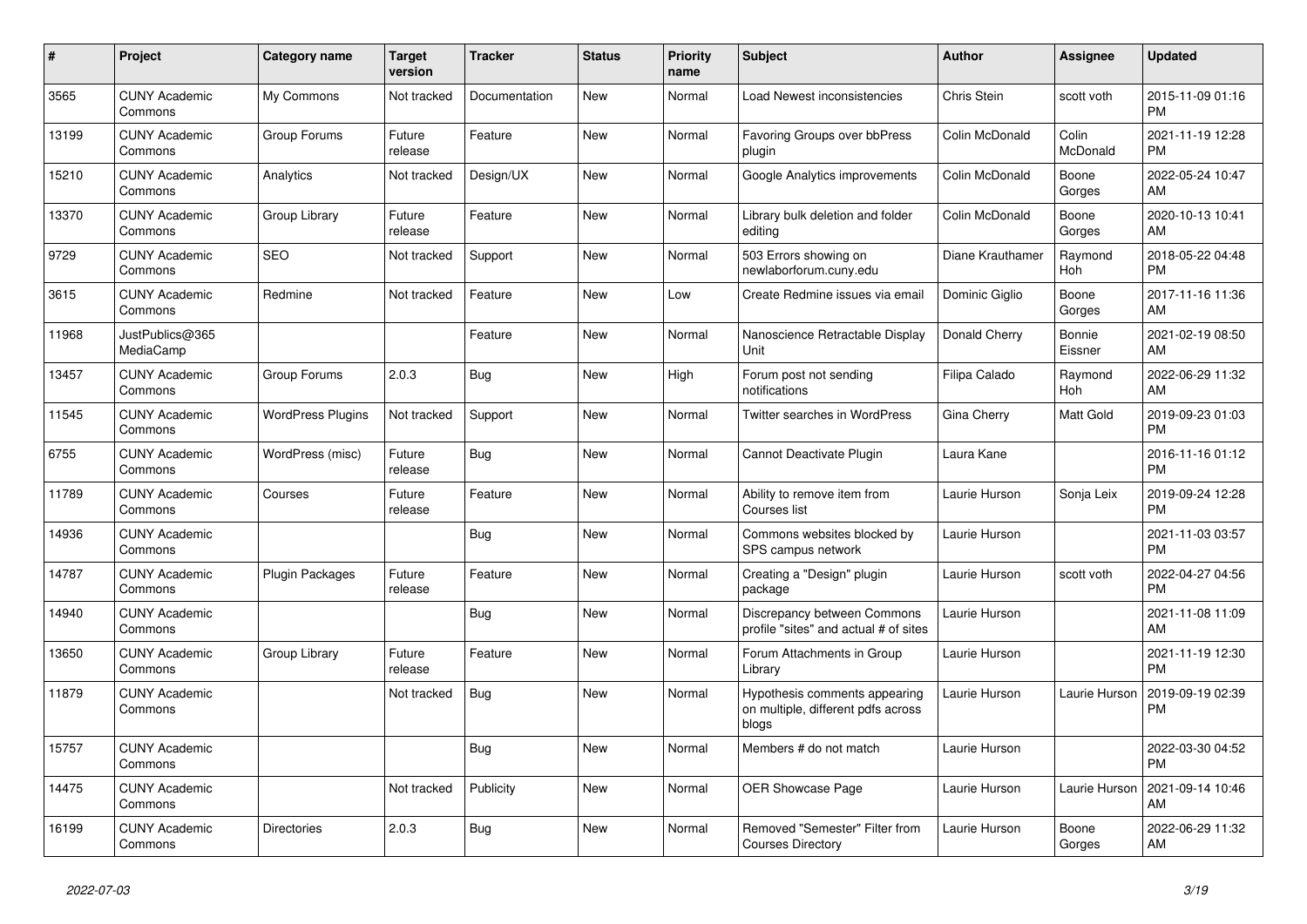| # | Project | Category name | Target version | Tracker | Status | Priority name | Subject | Author | Assignee | Updated |
|---|---|---|---|---|---|---|---|---|---|---|
| 3565 | CUNY Academic Commons | My Commons | Not tracked | Documentation | New | Normal | Load Newest inconsistencies | Chris Stein | scott voth | 2015-11-09 01:16 PM |
| 13199 | CUNY Academic Commons | Group Forums | Future release | Feature | New | Normal | Favoring Groups over bbPress plugin | Colin McDonald | Colin McDonald | 2021-11-19 12:28 PM |
| 15210 | CUNY Academic Commons | Analytics | Not tracked | Design/UX | New | Normal | Google Analytics improvements | Colin McDonald | Boone Gorges | 2022-05-24 10:47 AM |
| 13370 | CUNY Academic Commons | Group Library | Future release | Feature | New | Normal | Library bulk deletion and folder editing | Colin McDonald | Boone Gorges | 2020-10-13 10:41 AM |
| 9729 | CUNY Academic Commons | SEO | Not tracked | Support | New | Normal | 503 Errors showing on newlaborforum.cuny.edu | Diane Krauthamer | Raymond Hoh | 2018-05-22 04:48 PM |
| 3615 | CUNY Academic Commons | Redmine | Not tracked | Feature | New | Low | Create Redmine issues via email | Dominic Giglio | Boone Gorges | 2017-11-16 11:36 AM |
| 11968 | JustPublics@365 MediaCamp | | | Feature | New | Normal | Nanoscience Retractable Display Unit | Donald Cherry | Bonnie Eissner | 2021-02-19 08:50 AM |
| 13457 | CUNY Academic Commons | Group Forums | 2.0.3 | Bug | New | High | Forum post not sending notifications | Filipa Calado | Raymond Hoh | 2022-06-29 11:32 AM |
| 11545 | CUNY Academic Commons | WordPress Plugins | Not tracked | Support | New | Normal | Twitter searches in WordPress | Gina Cherry | Matt Gold | 2019-09-23 01:03 PM |
| 6755 | CUNY Academic Commons | WordPress (misc) | Future release | Bug | New | Normal | Cannot Deactivate Plugin | Laura Kane | | 2016-11-16 01:12 PM |
| 11789 | CUNY Academic Commons | Courses | Future release | Feature | New | Normal | Ability to remove item from Courses list | Laurie Hurson | Sonja Leix | 2019-09-24 12:28 PM |
| 14936 | CUNY Academic Commons | | | Bug | New | Normal | Commons websites blocked by SPS campus network | Laurie Hurson | | 2021-11-03 03:57 PM |
| 14787 | CUNY Academic Commons | Plugin Packages | Future release | Feature | New | Normal | Creating a "Design" plugin package | Laurie Hurson | scott voth | 2022-04-27 04:56 PM |
| 14940 | CUNY Academic Commons | | | Bug | New | Normal | Discrepancy between Commons profile "sites" and actual # of sites | Laurie Hurson | | 2021-11-08 11:09 AM |
| 13650 | CUNY Academic Commons | Group Library | Future release | Feature | New | Normal | Forum Attachments in Group Library | Laurie Hurson | | 2021-11-19 12:30 PM |
| 11879 | CUNY Academic Commons | | Not tracked | Bug | New | Normal | Hypothesis comments appearing on multiple, different pdfs across blogs | Laurie Hurson | Laurie Hurson | 2019-09-19 02:39 PM |
| 15757 | CUNY Academic Commons | | | Bug | New | Normal | Members # do not match | Laurie Hurson | | 2022-03-30 04:52 PM |
| 14475 | CUNY Academic Commons | | Not tracked | Publicity | New | Normal | OER Showcase Page | Laurie Hurson | Laurie Hurson | 2021-09-14 10:46 AM |
| 16199 | CUNY Academic Commons | Directories | 2.0.3 | Bug | New | Normal | Removed "Semester" Filter from Courses Directory | Laurie Hurson | Boone Gorges | 2022-06-29 11:32 AM |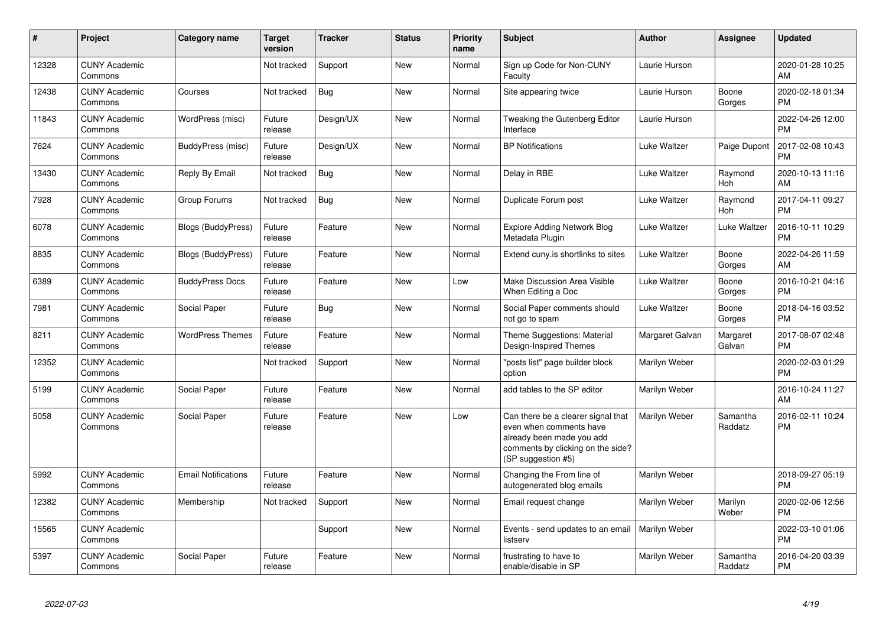| # | Project | Category name | Target version | Tracker | Status | Priority name | Subject | Author | Assignee | Updated |
|---|---|---|---|---|---|---|---|---|---|---|
| 12328 | CUNY Academic Commons | | Not tracked | Support | New | Normal | Sign up Code for Non-CUNY Faculty | Laurie Hurson | | 2020-01-28 10:25 AM |
| 12438 | CUNY Academic Commons | Courses | Not tracked | Bug | New | Normal | Site appearing twice | Laurie Hurson | Boone Gorges | 2020-02-18 01:34 PM |
| 11843 | CUNY Academic Commons | WordPress (misc) | Future release | Design/UX | New | Normal | Tweaking the Gutenberg Editor Interface | Laurie Hurson | | 2022-04-26 12:00 PM |
| 7624 | CUNY Academic Commons | BuddyPress (misc) | Future release | Design/UX | New | Normal | BP Notifications | Luke Waltzer | Paige Dupont | 2017-02-08 10:43 PM |
| 13430 | CUNY Academic Commons | Reply By Email | Not tracked | Bug | New | Normal | Delay in RBE | Luke Waltzer | Raymond Hoh | 2020-10-13 11:16 AM |
| 7928 | CUNY Academic Commons | Group Forums | Not tracked | Bug | New | Normal | Duplicate Forum post | Luke Waltzer | Raymond Hoh | 2017-04-11 09:27 PM |
| 6078 | CUNY Academic Commons | Blogs (BuddyPress) | Future release | Feature | New | Normal | Explore Adding Network Blog Metadata Plugin | Luke Waltzer | Luke Waltzer | 2016-10-11 10:29 PM |
| 8835 | CUNY Academic Commons | Blogs (BuddyPress) | Future release | Feature | New | Normal | Extend cuny.is shortlinks to sites | Luke Waltzer | Boone Gorges | 2022-04-26 11:59 AM |
| 6389 | CUNY Academic Commons | BuddyPress Docs | Future release | Feature | New | Low | Make Discussion Area Visible When Editing a Doc | Luke Waltzer | Boone Gorges | 2016-10-21 04:16 PM |
| 7981 | CUNY Academic Commons | Social Paper | Future release | Bug | New | Normal | Social Paper comments should not go to spam | Luke Waltzer | Boone Gorges | 2018-04-16 03:52 PM |
| 8211 | CUNY Academic Commons | WordPress Themes | Future release | Feature | New | Normal | Theme Suggestions: Material Design-Inspired Themes | Margaret Galvan | Margaret Galvan | 2017-08-07 02:48 PM |
| 12352 | CUNY Academic Commons | | Not tracked | Support | New | Normal | "posts list" page builder block option | Marilyn Weber | | 2020-02-03 01:29 PM |
| 5199 | CUNY Academic Commons | Social Paper | Future release | Feature | New | Normal | add tables to the SP editor | Marilyn Weber | | 2016-10-24 11:27 AM |
| 5058 | CUNY Academic Commons | Social Paper | Future release | Feature | New | Low | Can there be a clearer signal that even when comments have already been made you add comments by clicking on the side? (SP suggestion #5) | Marilyn Weber | Samantha Raddatz | 2016-02-11 10:24 PM |
| 5992 | CUNY Academic Commons | Email Notifications | Future release | Feature | New | Normal | Changing the From line of autogenerated blog emails | Marilyn Weber | | 2018-09-27 05:19 PM |
| 12382 | CUNY Academic Commons | Membership | Not tracked | Support | New | Normal | Email request change | Marilyn Weber | Marilyn Weber | 2020-02-06 12:56 PM |
| 15565 | CUNY Academic Commons | | | Support | New | Normal | Events - send updates to an email listserv | Marilyn Weber | | 2022-03-10 01:06 PM |
| 5397 | CUNY Academic Commons | Social Paper | Future release | Feature | New | Normal | frustrating to have to enable/disable in SP | Marilyn Weber | Samantha Raddatz | 2016-04-20 03:39 PM |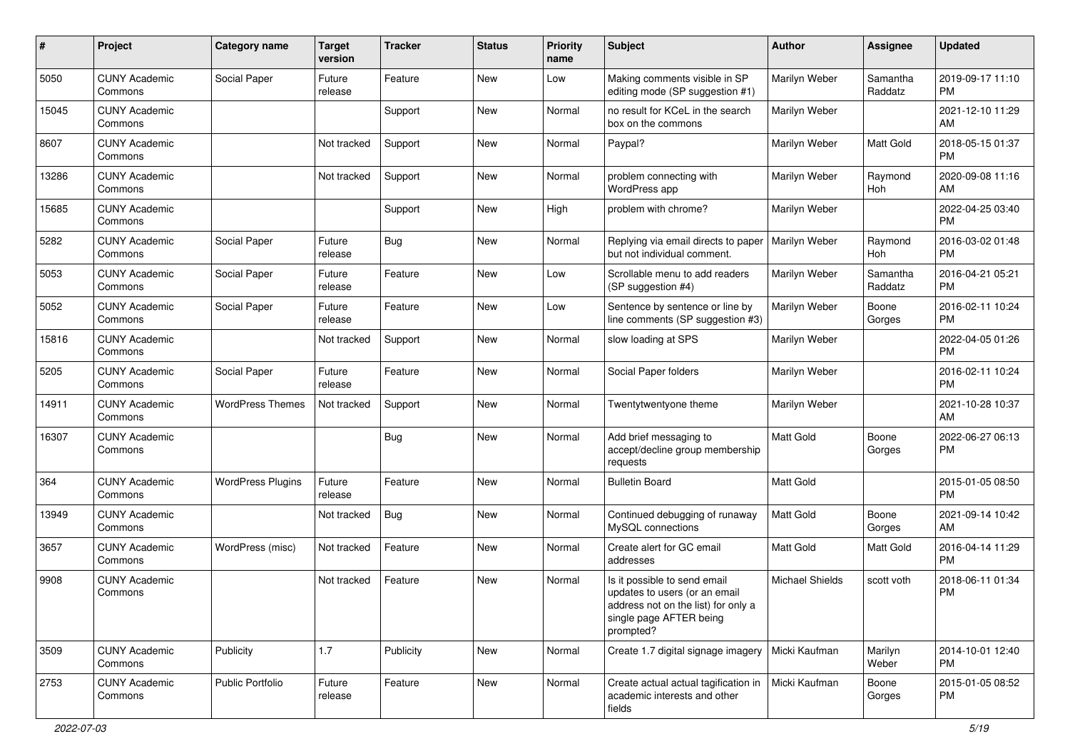| # | Project | Category name | Target version | Tracker | Status | Priority name | Subject | Author | Assignee | Updated |
|---|---|---|---|---|---|---|---|---|---|---|
| 5050 | CUNY Academic Commons | Social Paper | Future release | Feature | New | Low | Making comments visible in SP editing mode (SP suggestion #1) | Marilyn Weber | Samantha Raddatz | 2019-09-17 11:10 PM |
| 15045 | CUNY Academic Commons | | | Support | New | Normal | no result for KCeL in the search box on the commons | Marilyn Weber | | 2021-12-10 11:29 AM |
| 8607 | CUNY Academic Commons | | Not tracked | Support | New | Normal | Paypal? | Marilyn Weber | Matt Gold | 2018-05-15 01:37 PM |
| 13286 | CUNY Academic Commons | | Not tracked | Support | New | Normal | problem connecting with WordPress app | Marilyn Weber | Raymond Hoh | 2020-09-08 11:16 AM |
| 15685 | CUNY Academic Commons | | | Support | New | High | problem with chrome? | Marilyn Weber | | 2022-04-25 03:40 PM |
| 5282 | CUNY Academic Commons | Social Paper | Future release | Bug | New | Normal | Replying via email directs to paper but not individual comment. | Marilyn Weber | Raymond Hoh | 2016-03-02 01:48 PM |
| 5053 | CUNY Academic Commons | Social Paper | Future release | Feature | New | Low | Scrollable menu to add readers (SP suggestion #4) | Marilyn Weber | Samantha Raddatz | 2016-04-21 05:21 PM |
| 5052 | CUNY Academic Commons | Social Paper | Future release | Feature | New | Low | Sentence by sentence or line by line comments (SP suggestion #3) | Marilyn Weber | Boone Gorges | 2016-02-11 10:24 PM |
| 15816 | CUNY Academic Commons | | Not tracked | Support | New | Normal | slow loading at SPS | Marilyn Weber | | 2022-04-05 01:26 PM |
| 5205 | CUNY Academic Commons | Social Paper | Future release | Feature | New | Normal | Social Paper folders | Marilyn Weber | | 2016-02-11 10:24 PM |
| 14911 | CUNY Academic Commons | WordPress Themes | Not tracked | Support | New | Normal | Twentytwentyone theme | Marilyn Weber | | 2021-10-28 10:37 AM |
| 16307 | CUNY Academic Commons | | | Bug | New | Normal | Add brief messaging to accept/decline group membership requests | Matt Gold | Boone Gorges | 2022-06-27 06:13 PM |
| 364 | CUNY Academic Commons | WordPress Plugins | Future release | Feature | New | Normal | Bulletin Board | Matt Gold | | 2015-01-05 08:50 PM |
| 13949 | CUNY Academic Commons | | Not tracked | Bug | New | Normal | Continued debugging of runaway MySQL connections | Matt Gold | Boone Gorges | 2021-09-14 10:42 AM |
| 3657 | CUNY Academic Commons | WordPress (misc) | Not tracked | Feature | New | Normal | Create alert for GC email addresses | Matt Gold | Matt Gold | 2016-04-14 11:29 PM |
| 9908 | CUNY Academic Commons | | Not tracked | Feature | New | Normal | Is it possible to send email updates to users (or an email address not on the list) for only a single page AFTER being prompted? | Michael Shields | scott voth | 2018-06-11 01:34 PM |
| 3509 | CUNY Academic Commons | Publicity | 1.7 | Publicity | New | Normal | Create 1.7 digital signage imagery | Micki Kaufman | Marilyn Weber | 2014-10-01 12:40 PM |
| 2753 | CUNY Academic Commons | Public Portfolio | Future release | Feature | New | Normal | Create actual actual tagification in academic interests and other fields | Micki Kaufman | Boone Gorges | 2015-01-05 08:52 PM |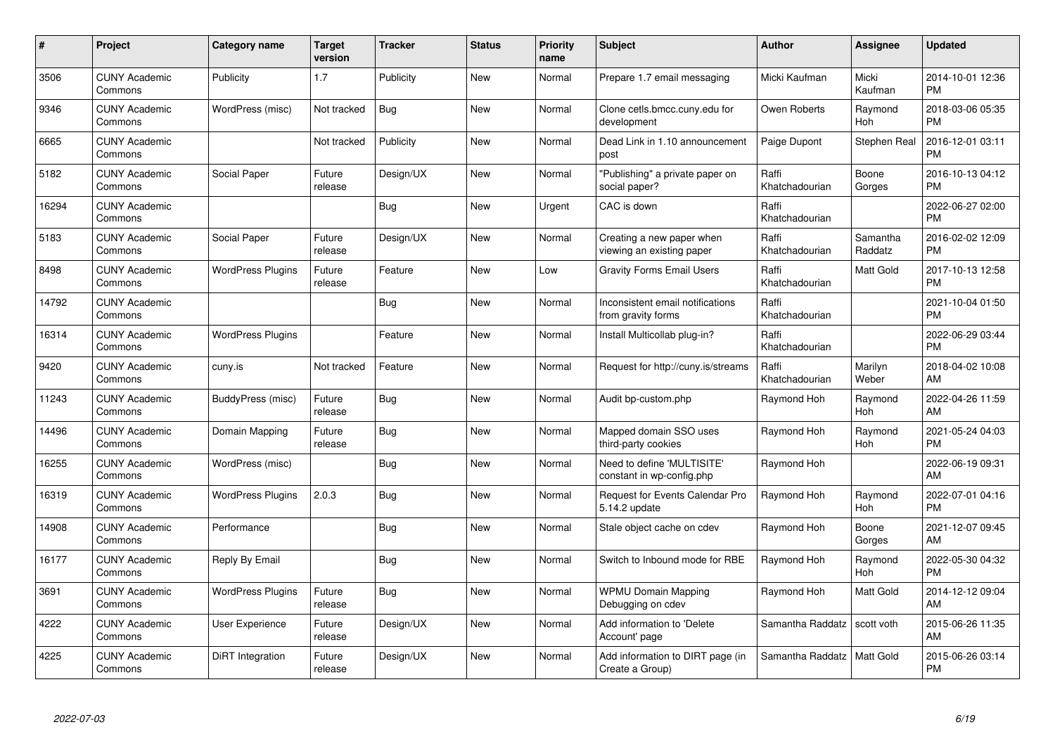| # | Project | Category name | Target version | Tracker | Status | Priority name | Subject | Author | Assignee | Updated |
|---|---|---|---|---|---|---|---|---|---|---|
| 3506 | CUNY Academic Commons | Publicity | 1.7 | Publicity | New | Normal | Prepare 1.7 email messaging | Micki Kaufman | Micki Kaufman | 2014-10-01 12:36 PM |
| 9346 | CUNY Academic Commons | WordPress (misc) | Not tracked | Bug | New | Normal | Clone cetls.bmcc.cuny.edu for development | Owen Roberts | Raymond Hoh | 2018-03-06 05:35 PM |
| 6665 | CUNY Academic Commons | | Not tracked | Publicity | New | Normal | Dead Link in 1.10 announcement post | Paige Dupont | Stephen Real | 2016-12-01 03:11 PM |
| 5182 | CUNY Academic Commons | Social Paper | Future release | Design/UX | New | Normal | "Publishing" a private paper on social paper? | Raffi Khatchadourian | Boone Gorges | 2016-10-13 04:12 PM |
| 16294 | CUNY Academic Commons | | | Bug | New | Urgent | CAC is down | Raffi Khatchadourian | | 2022-06-27 02:00 PM |
| 5183 | CUNY Academic Commons | Social Paper | Future release | Design/UX | New | Normal | Creating a new paper when viewing an existing paper | Raffi Khatchadourian | Samantha Raddatz | 2016-02-02 12:09 PM |
| 8498 | CUNY Academic Commons | WordPress Plugins | Future release | Feature | New | Low | Gravity Forms Email Users | Raffi Khatchadourian | Matt Gold | 2017-10-13 12:58 PM |
| 14792 | CUNY Academic Commons | | | Bug | New | Normal | Inconsistent email notifications from gravity forms | Raffi Khatchadourian | | 2021-10-04 01:50 PM |
| 16314 | CUNY Academic Commons | WordPress Plugins | | Feature | New | Normal | Install Multicollab plug-in? | Raffi Khatchadourian | | 2022-06-29 03:44 PM |
| 9420 | CUNY Academic Commons | cuny.is | Not tracked | Feature | New | Normal | Request for http://cuny.is/streams | Raffi Khatchadourian | Marilyn Weber | 2018-04-02 10:08 AM |
| 11243 | CUNY Academic Commons | BuddyPress (misc) | Future release | Bug | New | Normal | Audit bp-custom.php | Raymond Hoh | Raymond Hoh | 2022-04-26 11:59 AM |
| 14496 | CUNY Academic Commons | Domain Mapping | Future release | Bug | New | Normal | Mapped domain SSO uses third-party cookies | Raymond Hoh | Raymond Hoh | 2021-05-24 04:03 PM |
| 16255 | CUNY Academic Commons | WordPress (misc) | | Bug | New | Normal | Need to define 'MULTISITE' constant in wp-config.php | Raymond Hoh | | 2022-06-19 09:31 AM |
| 16319 | CUNY Academic Commons | WordPress Plugins | 2.0.3 | Bug | New | Normal | Request for Events Calendar Pro 5.14.2 update | Raymond Hoh | Raymond Hoh | 2022-07-01 04:16 PM |
| 14908 | CUNY Academic Commons | Performance | | Bug | New | Normal | Stale object cache on cdev | Raymond Hoh | Boone Gorges | 2021-12-07 09:45 AM |
| 16177 | CUNY Academic Commons | Reply By Email | | Bug | New | Normal | Switch to Inbound mode for RBE | Raymond Hoh | Raymond Hoh | 2022-05-30 04:32 PM |
| 3691 | CUNY Academic Commons | WordPress Plugins | Future release | Bug | New | Normal | WPMU Domain Mapping Debugging on cdev | Raymond Hoh | Matt Gold | 2014-12-12 09:04 AM |
| 4222 | CUNY Academic Commons | User Experience | Future release | Design/UX | New | Normal | Add information to 'Delete Account' page | Samantha Raddatz | scott voth | 2015-06-26 11:35 AM |
| 4225 | CUNY Academic Commons | DiRT Integration | Future release | Design/UX | New | Normal | Add information to DIRT page (in Create a Group) | Samantha Raddatz | Matt Gold | 2015-06-26 03:14 PM |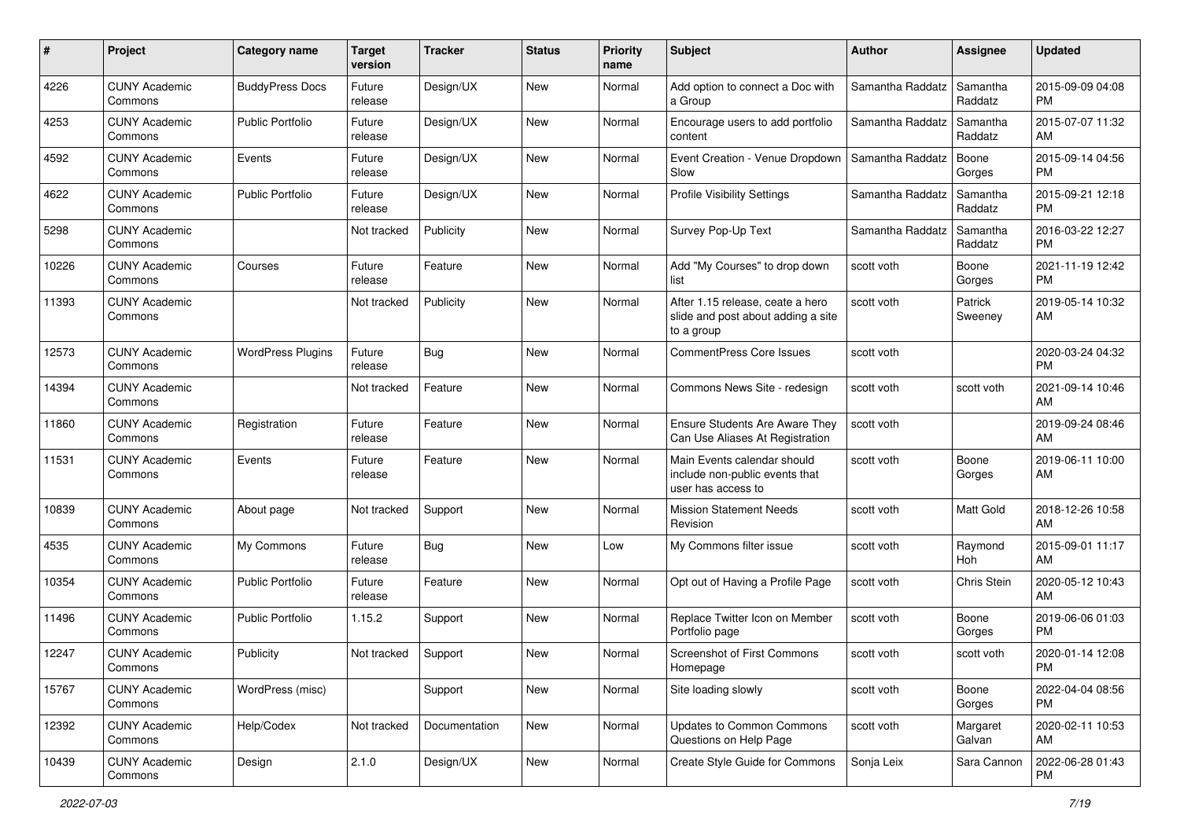| # | Project | Category name | Target version | Tracker | Status | Priority name | Subject | Author | Assignee | Updated |
|---|---|---|---|---|---|---|---|---|---|---|
| 4226 | CUNY Academic Commons | BuddyPress Docs | Future release | Design/UX | New | Normal | Add option to connect a Doc with a Group | Samantha Raddatz | Samantha Raddatz | 2015-09-09 04:08 PM |
| 4253 | CUNY Academic Commons | Public Portfolio | Future release | Design/UX | New | Normal | Encourage users to add portfolio content | Samantha Raddatz | Samantha Raddatz | 2015-07-07 11:32 AM |
| 4592 | CUNY Academic Commons | Events | Future release | Design/UX | New | Normal | Event Creation - Venue Dropdown Slow | Samantha Raddatz | Boone Gorges | 2015-09-14 04:56 PM |
| 4622 | CUNY Academic Commons | Public Portfolio | Future release | Design/UX | New | Normal | Profile Visibility Settings | Samantha Raddatz | Samantha Raddatz | 2015-09-21 12:18 PM |
| 5298 | CUNY Academic Commons | | Not tracked | Publicity | New | Normal | Survey Pop-Up Text | Samantha Raddatz | Samantha Raddatz | 2016-03-22 12:27 PM |
| 10226 | CUNY Academic Commons | Courses | Future release | Feature | New | Normal | Add "My Courses" to drop down list | scott voth | Boone Gorges | 2021-11-19 12:42 PM |
| 11393 | CUNY Academic Commons | | Not tracked | Publicity | New | Normal | After 1.15 release, ceate a hero slide and post about adding a site to a group | scott voth | Patrick Sweeney | 2019-05-14 10:32 AM |
| 12573 | CUNY Academic Commons | WordPress Plugins | Future release | Bug | New | Normal | CommentPress Core Issues | scott voth | | 2020-03-24 04:32 PM |
| 14394 | CUNY Academic Commons | | Not tracked | Feature | New | Normal | Commons News Site - redesign | scott voth | scott voth | 2021-09-14 10:46 AM |
| 11860 | CUNY Academic Commons | Registration | Future release | Feature | New | Normal | Ensure Students Are Aware They Can Use Aliases At Registration | scott voth | | 2019-09-24 08:46 AM |
| 11531 | CUNY Academic Commons | Events | Future release | Feature | New | Normal | Main Events calendar should include non-public events that user has access to | scott voth | Boone Gorges | 2019-06-11 10:00 AM |
| 10839 | CUNY Academic Commons | About page | Not tracked | Support | New | Normal | Mission Statement Needs Revision | scott voth | Matt Gold | 2018-12-26 10:58 AM |
| 4535 | CUNY Academic Commons | My Commons | Future release | Bug | New | Low | My Commons filter issue | scott voth | Raymond Hoh | 2015-09-01 11:17 AM |
| 10354 | CUNY Academic Commons | Public Portfolio | Future release | Feature | New | Normal | Opt out of Having a Profile Page | scott voth | Chris Stein | 2020-05-12 10:43 AM |
| 11496 | CUNY Academic Commons | Public Portfolio | 1.15.2 | Support | New | Normal | Replace Twitter Icon on Member Portfolio page | scott voth | Boone Gorges | 2019-06-06 01:03 PM |
| 12247 | CUNY Academic Commons | Publicity | Not tracked | Support | New | Normal | Screenshot of First Commons Homepage | scott voth | scott voth | 2020-01-14 12:08 PM |
| 15767 | CUNY Academic Commons | WordPress (misc) | | Support | New | Normal | Site loading slowly | scott voth | Boone Gorges | 2022-04-04 08:56 PM |
| 12392 | CUNY Academic Commons | Help/Codex | Not tracked | Documentation | New | Normal | Updates to Common Commons Questions on Help Page | scott voth | Margaret Galvan | 2020-02-11 10:53 AM |
| 10439 | CUNY Academic Commons | Design | 2.1.0 | Design/UX | New | Normal | Create Style Guide for Commons | Sonja Leix | Sara Cannon | 2022-06-28 01:43 PM |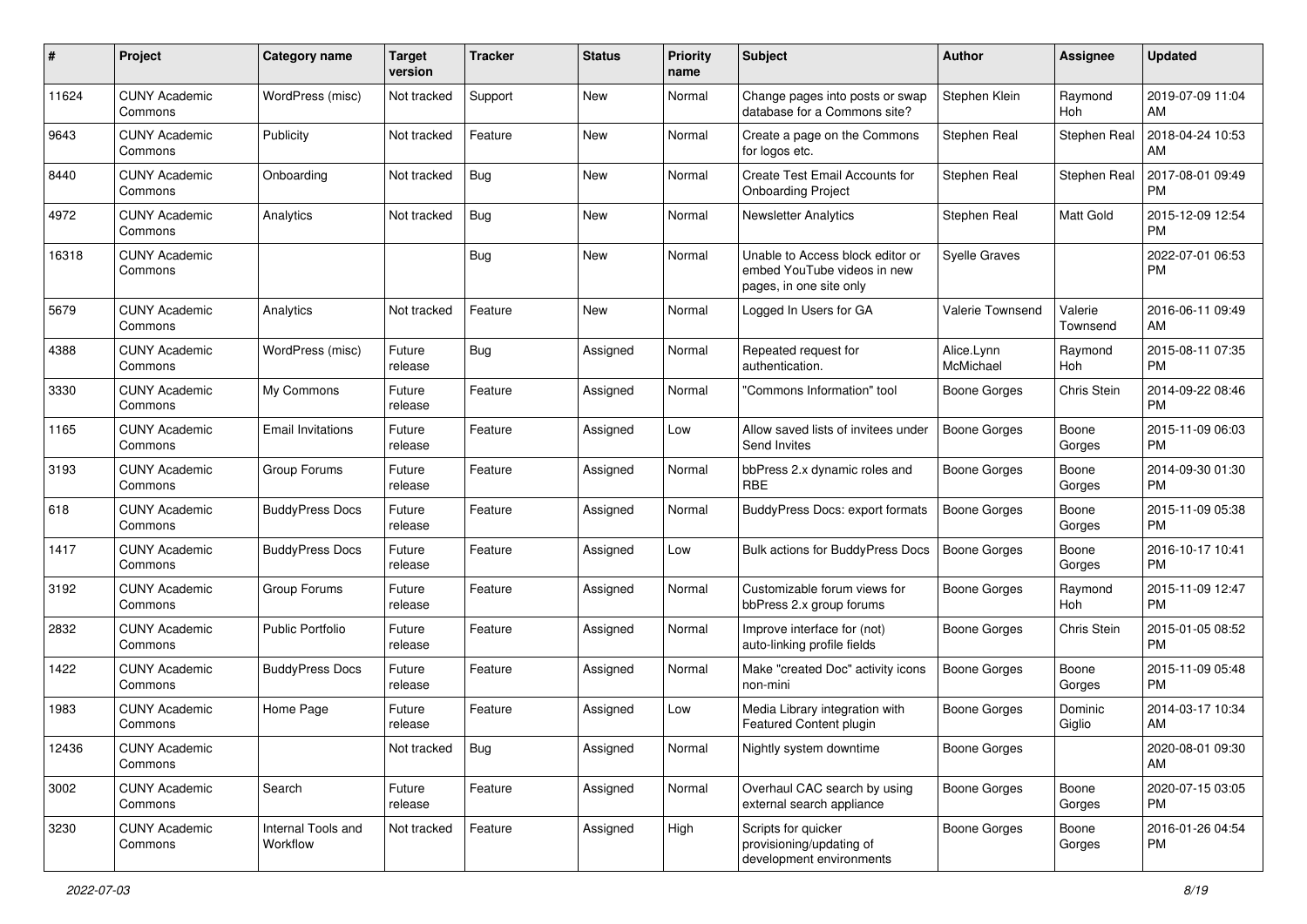| # | Project | Category name | Target version | Tracker | Status | Priority name | Subject | Author | Assignee | Updated |
|---|---|---|---|---|---|---|---|---|---|---|
| 11624 | CUNY Academic Commons | WordPress (misc) | Not tracked | Support | New | Normal | Change pages into posts or swap database for a Commons site? | Stephen Klein | Raymond Hoh | 2019-07-09 11:04 AM |
| 9643 | CUNY Academic Commons | Publicity | Not tracked | Feature | New | Normal | Create a page on the Commons for logos etc. | Stephen Real | Stephen Real | 2018-04-24 10:53 AM |
| 8440 | CUNY Academic Commons | Onboarding | Not tracked | Bug | New | Normal | Create Test Email Accounts for Onboarding Project | Stephen Real | Stephen Real | 2017-08-01 09:49 PM |
| 4972 | CUNY Academic Commons | Analytics | Not tracked | Bug | New | Normal | Newsletter Analytics | Stephen Real | Matt Gold | 2015-12-09 12:54 PM |
| 16318 | CUNY Academic Commons | | | Bug | New | Normal | Unable to Access block editor or embed YouTube videos in new pages, in one site only | Syelle Graves | | 2022-07-01 06:53 PM |
| 5679 | CUNY Academic Commons | Analytics | Not tracked | Feature | New | Normal | Logged In Users for GA | Valerie Townsend | Valerie Townsend | 2016-06-11 09:49 AM |
| 4388 | CUNY Academic Commons | WordPress (misc) | Future release | Bug | Assigned | Normal | Repeated request for authentication. | Alice.Lynn McMichael | Raymond Hoh | 2015-08-11 07:35 PM |
| 3330 | CUNY Academic Commons | My Commons | Future release | Feature | Assigned | Normal | "Commons Information" tool | Boone Gorges | Chris Stein | 2014-09-22 08:46 PM |
| 1165 | CUNY Academic Commons | Email Invitations | Future release | Feature | Assigned | Low | Allow saved lists of invitees under Send Invites | Boone Gorges | Boone Gorges | 2015-11-09 06:03 PM |
| 3193 | CUNY Academic Commons | Group Forums | Future release | Feature | Assigned | Normal | bbPress 2.x dynamic roles and RBE | Boone Gorges | Boone Gorges | 2014-09-30 01:30 PM |
| 618 | CUNY Academic Commons | BuddyPress Docs | Future release | Feature | Assigned | Normal | BuddyPress Docs: export formats | Boone Gorges | Boone Gorges | 2015-11-09 05:38 PM |
| 1417 | CUNY Academic Commons | BuddyPress Docs | Future release | Feature | Assigned | Low | Bulk actions for BuddyPress Docs | Boone Gorges | Boone Gorges | 2016-10-17 10:41 PM |
| 3192 | CUNY Academic Commons | Group Forums | Future release | Feature | Assigned | Normal | Customizable forum views for bbPress 2.x group forums | Boone Gorges | Raymond Hoh | 2015-11-09 12:47 PM |
| 2832 | CUNY Academic Commons | Public Portfolio | Future release | Feature | Assigned | Normal | Improve interface for (not) auto-linking profile fields | Boone Gorges | Chris Stein | 2015-01-05 08:52 PM |
| 1422 | CUNY Academic Commons | BuddyPress Docs | Future release | Feature | Assigned | Normal | Make "created Doc" activity icons non-mini | Boone Gorges | Boone Gorges | 2015-11-09 05:48 PM |
| 1983 | CUNY Academic Commons | Home Page | Future release | Feature | Assigned | Low | Media Library integration with Featured Content plugin | Boone Gorges | Dominic Giglio | 2014-03-17 10:34 AM |
| 12436 | CUNY Academic Commons | | Not tracked | Bug | Assigned | Normal | Nightly system downtime | Boone Gorges | | 2020-08-01 09:30 AM |
| 3002 | CUNY Academic Commons | Search | Future release | Feature | Assigned | Normal | Overhaul CAC search by using external search appliance | Boone Gorges | Boone Gorges | 2020-07-15 03:05 PM |
| 3230 | CUNY Academic Commons | Internal Tools and Workflow | Not tracked | Feature | Assigned | High | Scripts for quicker provisioning/updating of development environments | Boone Gorges | Boone Gorges | 2016-01-26 04:54 PM |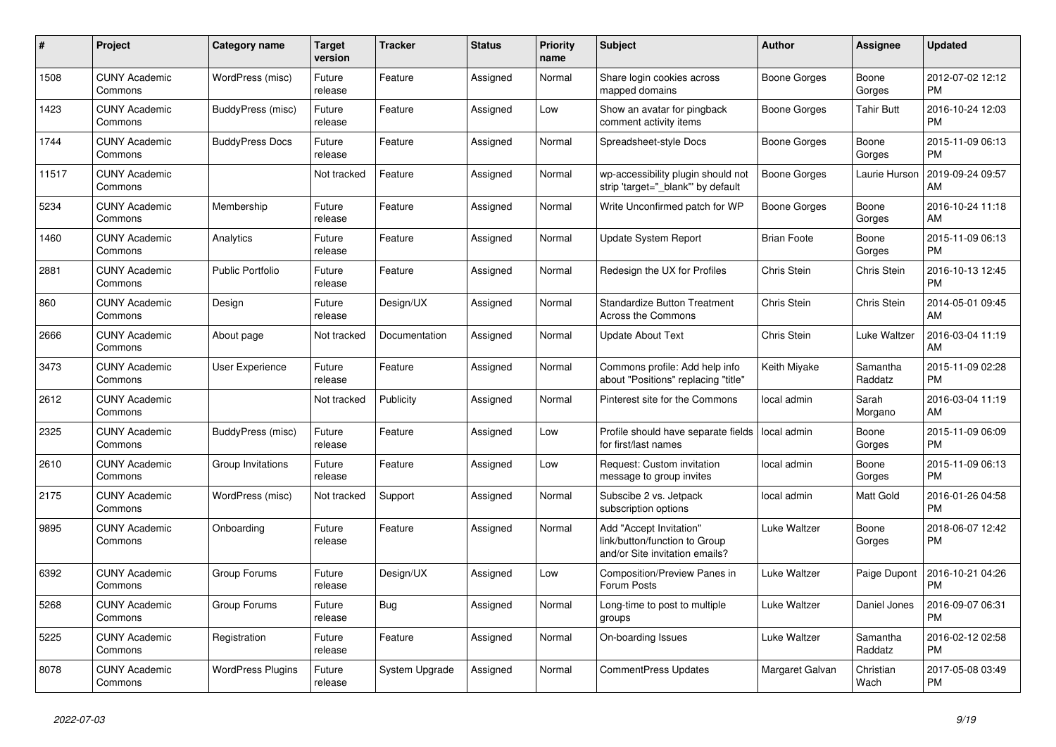| # | Project | Category name | Target version | Tracker | Status | Priority name | Subject | Author | Assignee | Updated |
|---|---|---|---|---|---|---|---|---|---|---|
| 1508 | CUNY Academic Commons | WordPress (misc) | Future release | Feature | Assigned | Normal | Share login cookies across mapped domains | Boone Gorges | Boone Gorges | 2012-07-02 12:12 PM |
| 1423 | CUNY Academic Commons | BuddyPress (misc) | Future release | Feature | Assigned | Low | Show an avatar for pingback comment activity items | Boone Gorges | Tahir Butt | 2016-10-24 12:03 PM |
| 1744 | CUNY Academic Commons | BuddyPress Docs | Future release | Feature | Assigned | Normal | Spreadsheet-style Docs | Boone Gorges | Boone Gorges | 2015-11-09 06:13 PM |
| 11517 | CUNY Academic Commons | | Not tracked | Feature | Assigned | Normal | wp-accessibility plugin should not strip 'target="_blank"' by default | Boone Gorges | Laurie Hurson | 2019-09-24 09:57 AM |
| 5234 | CUNY Academic Commons | Membership | Future release | Feature | Assigned | Normal | Write Unconfirmed patch for WP | Boone Gorges | Boone Gorges | 2016-10-24 11:18 AM |
| 1460 | CUNY Academic Commons | Analytics | Future release | Feature | Assigned | Normal | Update System Report | Brian Foote | Boone Gorges | 2015-11-09 06:13 PM |
| 2881 | CUNY Academic Commons | Public Portfolio | Future release | Feature | Assigned | Normal | Redesign the UX for Profiles | Chris Stein | Chris Stein | 2016-10-13 12:45 PM |
| 860 | CUNY Academic Commons | Design | Future release | Design/UX | Assigned | Normal | Standardize Button Treatment Across the Commons | Chris Stein | Chris Stein | 2014-05-01 09:45 AM |
| 2666 | CUNY Academic Commons | About page | Not tracked | Documentation | Assigned | Normal | Update About Text | Chris Stein | Luke Waltzer | 2016-03-04 11:19 AM |
| 3473 | CUNY Academic Commons | User Experience | Future release | Feature | Assigned | Normal | Commons profile: Add help info about "Positions" replacing "title" | Keith Miyake | Samantha Raddatz | 2015-11-09 02:28 PM |
| 2612 | CUNY Academic Commons | | Not tracked | Publicity | Assigned | Normal | Pinterest site for the Commons | local admin | Sarah Morgano | 2016-03-04 11:19 AM |
| 2325 | CUNY Academic Commons | BuddyPress (misc) | Future release | Feature | Assigned | Low | Profile should have separate fields for first/last names | local admin | Boone Gorges | 2015-11-09 06:09 PM |
| 2610 | CUNY Academic Commons | Group Invitations | Future release | Feature | Assigned | Low | Request: Custom invitation message to group invites | local admin | Boone Gorges | 2015-11-09 06:13 PM |
| 2175 | CUNY Academic Commons | WordPress (misc) | Not tracked | Support | Assigned | Normal | Subscibe 2 vs. Jetpack subscription options | local admin | Matt Gold | 2016-01-26 04:58 PM |
| 9895 | CUNY Academic Commons | Onboarding | Future release | Feature | Assigned | Normal | Add "Accept Invitation" link/button/function to Group and/or Site invitation emails? | Luke Waltzer | Boone Gorges | 2018-06-07 12:42 PM |
| 6392 | CUNY Academic Commons | Group Forums | Future release | Design/UX | Assigned | Low | Composition/Preview Panes in Forum Posts | Luke Waltzer | Paige Dupont | 2016-10-21 04:26 PM |
| 5268 | CUNY Academic Commons | Group Forums | Future release | Bug | Assigned | Normal | Long-time to post to multiple groups | Luke Waltzer | Daniel Jones | 2016-09-07 06:31 PM |
| 5225 | CUNY Academic Commons | Registration | Future release | Feature | Assigned | Normal | On-boarding Issues | Luke Waltzer | Samantha Raddatz | 2016-02-12 02:58 PM |
| 8078 | CUNY Academic Commons | WordPress Plugins | Future release | System Upgrade | Assigned | Normal | CommentPress Updates | Margaret Galvan | Christian Wach | 2017-05-08 03:49 PM |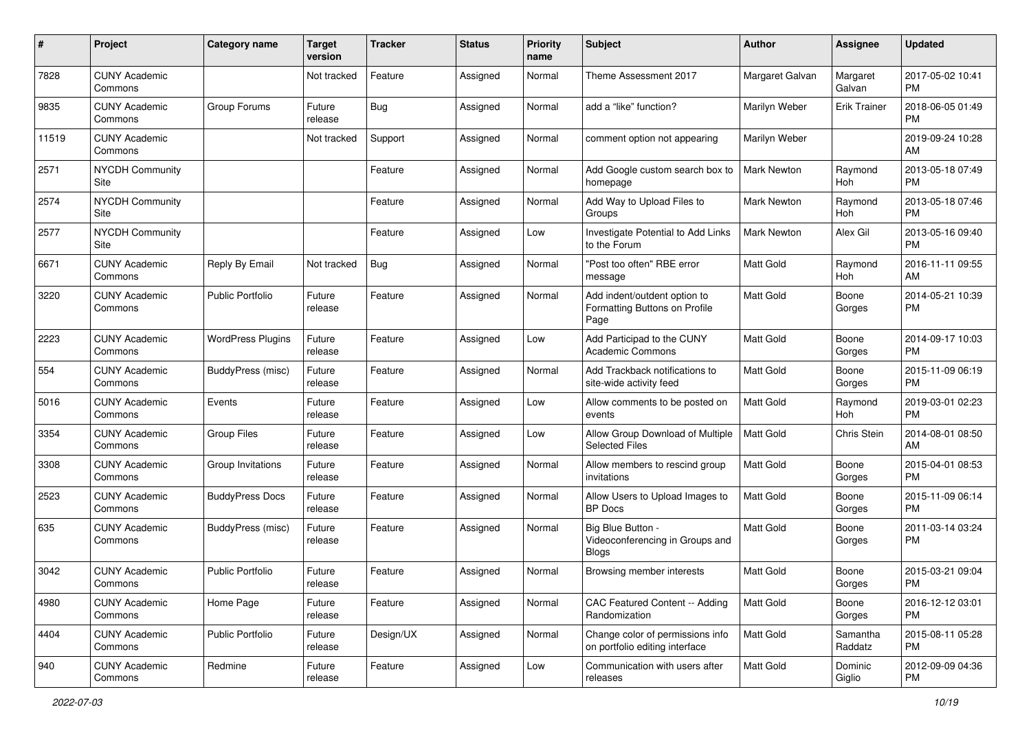| # | Project | Category name | Target version | Tracker | Status | Priority name | Subject | Author | Assignee | Updated |
|---|---|---|---|---|---|---|---|---|---|---|
| 7828 | CUNY Academic Commons | | Not tracked | Feature | Assigned | Normal | Theme Assessment 2017 | Margaret Galvan | Margaret Galvan | 2017-05-02 10:41 PM |
| 9835 | CUNY Academic Commons | Group Forums | Future release | Bug | Assigned | Normal | add a "like" function? | Marilyn Weber | Erik Trainer | 2018-06-05 01:49 PM |
| 11519 | CUNY Academic Commons | | Not tracked | Support | Assigned | Normal | comment option not appearing | Marilyn Weber | | 2019-09-24 10:28 AM |
| 2571 | NYCDH Community Site | | | Feature | Assigned | Normal | Add Google custom search box to homepage | Mark Newton | Raymond Hoh | 2013-05-18 07:49 PM |
| 2574 | NYCDH Community Site | | | Feature | Assigned | Normal | Add Way to Upload Files to Groups | Mark Newton | Raymond Hoh | 2013-05-18 07:46 PM |
| 2577 | NYCDH Community Site | | | Feature | Assigned | Low | Investigate Potential to Add Links to the Forum | Mark Newton | Alex Gil | 2013-05-16 09:40 PM |
| 6671 | CUNY Academic Commons | Reply By Email | Not tracked | Bug | Assigned | Normal | "Post too often" RBE error message | Matt Gold | Raymond Hoh | 2016-11-11 09:55 AM |
| 3220 | CUNY Academic Commons | Public Portfolio | Future release | Feature | Assigned | Normal | Add indent/outdent option to Formatting Buttons on Profile Page | Matt Gold | Boone Gorges | 2014-05-21 10:39 PM |
| 2223 | CUNY Academic Commons | WordPress Plugins | Future release | Feature | Assigned | Low | Add Participad to the CUNY Academic Commons | Matt Gold | Boone Gorges | 2014-09-17 10:03 PM |
| 554 | CUNY Academic Commons | BuddyPress (misc) | Future release | Feature | Assigned | Normal | Add Trackback notifications to site-wide activity feed | Matt Gold | Boone Gorges | 2015-11-09 06:19 PM |
| 5016 | CUNY Academic Commons | Events | Future release | Feature | Assigned | Low | Allow comments to be posted on events | Matt Gold | Raymond Hoh | 2019-03-01 02:23 PM |
| 3354 | CUNY Academic Commons | Group Files | Future release | Feature | Assigned | Low | Allow Group Download of Multiple Selected Files | Matt Gold | Chris Stein | 2014-08-01 08:50 AM |
| 3308 | CUNY Academic Commons | Group Invitations | Future release | Feature | Assigned | Normal | Allow members to rescind group invitations | Matt Gold | Boone Gorges | 2015-04-01 08:53 PM |
| 2523 | CUNY Academic Commons | BuddyPress Docs | Future release | Feature | Assigned | Normal | Allow Users to Upload Images to BP Docs | Matt Gold | Boone Gorges | 2015-11-09 06:14 PM |
| 635 | CUNY Academic Commons | BuddyPress (misc) | Future release | Feature | Assigned | Normal | Big Blue Button - Videoconferencing in Groups and Blogs | Matt Gold | Boone Gorges | 2011-03-14 03:24 PM |
| 3042 | CUNY Academic Commons | Public Portfolio | Future release | Feature | Assigned | Normal | Browsing member interests | Matt Gold | Boone Gorges | 2015-03-21 09:04 PM |
| 4980 | CUNY Academic Commons | Home Page | Future release | Feature | Assigned | Normal | CAC Featured Content -- Adding Randomization | Matt Gold | Boone Gorges | 2016-12-12 03:01 PM |
| 4404 | CUNY Academic Commons | Public Portfolio | Future release | Design/UX | Assigned | Normal | Change color of permissions info on portfolio editing interface | Matt Gold | Samantha Raddatz | 2015-08-11 05:28 PM |
| 940 | CUNY Academic Commons | Redmine | Future release | Feature | Assigned | Low | Communication with users after releases | Matt Gold | Dominic Giglio | 2012-09-09 04:36 PM |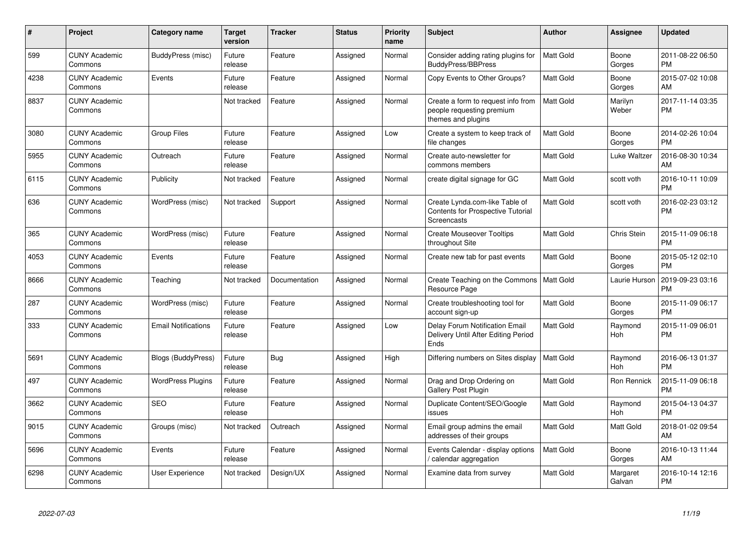| # | Project | Category name | Target version | Tracker | Status | Priority name | Subject | Author | Assignee | Updated |
|---|---|---|---|---|---|---|---|---|---|---|
| 599 | CUNY Academic Commons | BuddyPress (misc) | Future release | Feature | Assigned | Normal | Consider adding rating plugins for BuddyPress/BBPress | Matt Gold | Boone Gorges | 2011-08-22 06:50 PM |
| 4238 | CUNY Academic Commons | Events | Future release | Feature | Assigned | Normal | Copy Events to Other Groups? | Matt Gold | Boone Gorges | 2015-07-02 10:08 AM |
| 8837 | CUNY Academic Commons | | Not tracked | Feature | Assigned | Normal | Create a form to request info from people requesting premium themes and plugins | Matt Gold | Marilyn Weber | 2017-11-14 03:35 PM |
| 3080 | CUNY Academic Commons | Group Files | Future release | Feature | Assigned | Low | Create a system to keep track of file changes | Matt Gold | Boone Gorges | 2014-02-26 10:04 PM |
| 5955 | CUNY Academic Commons | Outreach | Future release | Feature | Assigned | Normal | Create auto-newsletter for commons members | Matt Gold | Luke Waltzer | 2016-08-30 10:34 AM |
| 6115 | CUNY Academic Commons | Publicity | Not tracked | Feature | Assigned | Normal | create digital signage for GC | Matt Gold | scott voth | 2016-10-11 10:09 PM |
| 636 | CUNY Academic Commons | WordPress (misc) | Not tracked | Support | Assigned | Normal | Create Lynda.com-like Table of Contents for Prospective Tutorial Screencasts | Matt Gold | scott voth | 2016-02-23 03:12 PM |
| 365 | CUNY Academic Commons | WordPress (misc) | Future release | Feature | Assigned | Normal | Create Mouseover Tooltips throughout Site | Matt Gold | Chris Stein | 2015-11-09 06:18 PM |
| 4053 | CUNY Academic Commons | Events | Future release | Feature | Assigned | Normal | Create new tab for past events | Matt Gold | Boone Gorges | 2015-05-12 02:10 PM |
| 8666 | CUNY Academic Commons | Teaching | Not tracked | Documentation | Assigned | Normal | Create Teaching on the Commons Resource Page | Matt Gold | Laurie Hurson | 2019-09-23 03:16 PM |
| 287 | CUNY Academic Commons | WordPress (misc) | Future release | Feature | Assigned | Normal | Create troubleshooting tool for account sign-up | Matt Gold | Boone Gorges | 2015-11-09 06:17 PM |
| 333 | CUNY Academic Commons | Email Notifications | Future release | Feature | Assigned | Low | Delay Forum Notification Email Delivery Until After Editing Period Ends | Matt Gold | Raymond Hoh | 2015-11-09 06:01 PM |
| 5691 | CUNY Academic Commons | Blogs (BuddyPress) | Future release | Bug | Assigned | High | Differing numbers on Sites display | Matt Gold | Raymond Hoh | 2016-06-13 01:37 PM |
| 497 | CUNY Academic Commons | WordPress Plugins | Future release | Feature | Assigned | Normal | Drag and Drop Ordering on Gallery Post Plugin | Matt Gold | Ron Rennick | 2015-11-09 06:18 PM |
| 3662 | CUNY Academic Commons | SEO | Future release | Feature | Assigned | Normal | Duplicate Content/SEO/Google issues | Matt Gold | Raymond Hoh | 2015-04-13 04:37 PM |
| 9015 | CUNY Academic Commons | Groups (misc) | Not tracked | Outreach | Assigned | Normal | Email group admins the email addresses of their groups | Matt Gold | Matt Gold | 2018-01-02 09:54 AM |
| 5696 | CUNY Academic Commons | Events | Future release | Feature | Assigned | Normal | Events Calendar - display options / calendar aggregation | Matt Gold | Boone Gorges | 2016-10-13 11:44 AM |
| 6298 | CUNY Academic Commons | User Experience | Not tracked | Design/UX | Assigned | Normal | Examine data from survey | Matt Gold | Margaret Galvan | 2016-10-14 12:16 PM |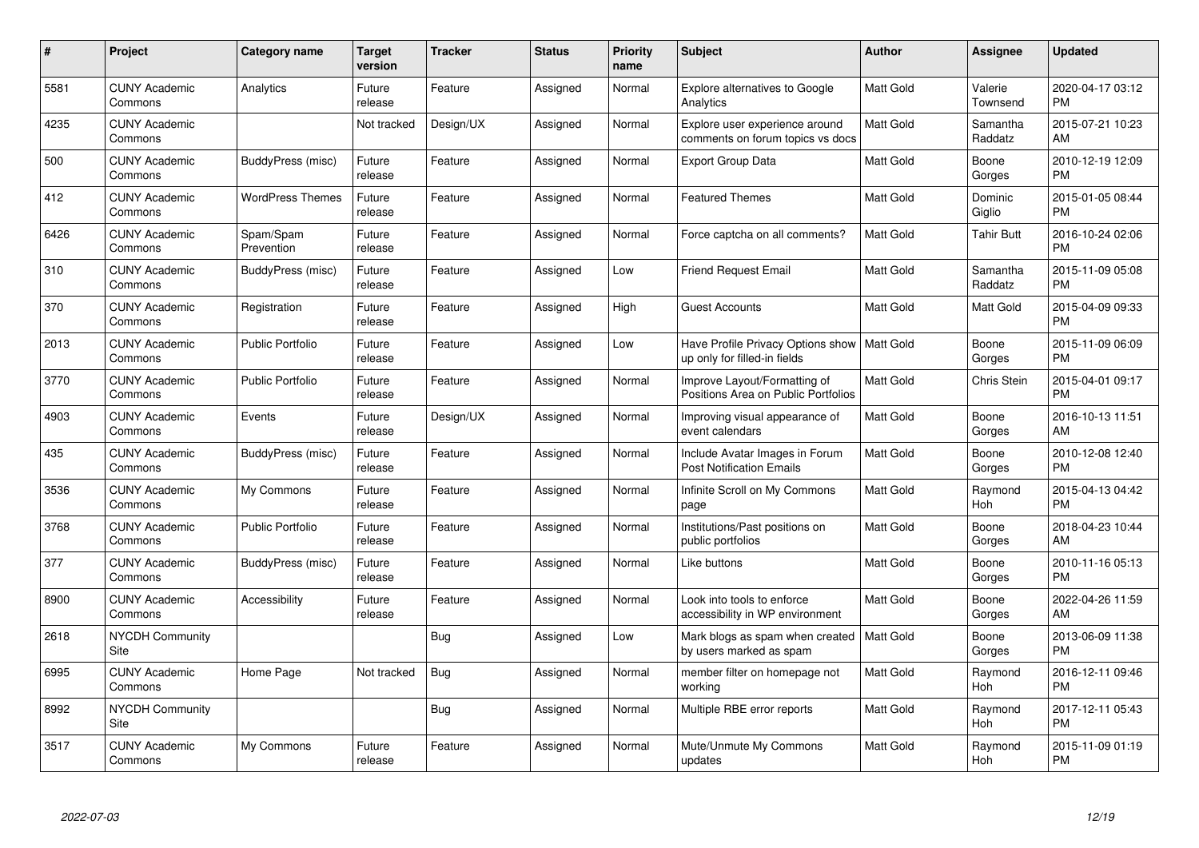| # | Project | Category name | Target version | Tracker | Status | Priority name | Subject | Author | Assignee | Updated |
|---|---|---|---|---|---|---|---|---|---|---|
| 5581 | CUNY Academic Commons | Analytics | Future release | Feature | Assigned | Normal | Explore alternatives to Google Analytics | Matt Gold | Valerie Townsend | 2020-04-17 03:12 PM |
| 4235 | CUNY Academic Commons | | Not tracked | Design/UX | Assigned | Normal | Explore user experience around comments on forum topics vs docs | Matt Gold | Samantha Raddatz | 2015-07-21 10:23 AM |
| 500 | CUNY Academic Commons | BuddyPress (misc) | Future release | Feature | Assigned | Normal | Export Group Data | Matt Gold | Boone Gorges | 2010-12-19 12:09 PM |
| 412 | CUNY Academic Commons | WordPress Themes | Future release | Feature | Assigned | Normal | Featured Themes | Matt Gold | Dominic Giglio | 2015-01-05 08:44 PM |
| 6426 | CUNY Academic Commons | Spam/Spam Prevention | Future release | Feature | Assigned | Normal | Force captcha on all comments? | Matt Gold | Tahir Butt | 2016-10-24 02:06 PM |
| 310 | CUNY Academic Commons | BuddyPress (misc) | Future release | Feature | Assigned | Low | Friend Request Email | Matt Gold | Samantha Raddatz | 2015-11-09 05:08 PM |
| 370 | CUNY Academic Commons | Registration | Future release | Feature | Assigned | High | Guest Accounts | Matt Gold | Matt Gold | 2015-04-09 09:33 PM |
| 2013 | CUNY Academic Commons | Public Portfolio | Future release | Feature | Assigned | Low | Have Profile Privacy Options show up only for filled-in fields | Matt Gold | Boone Gorges | 2015-11-09 06:09 PM |
| 3770 | CUNY Academic Commons | Public Portfolio | Future release | Feature | Assigned | Normal | Improve Layout/Formatting of Positions Area on Public Portfolios | Matt Gold | Chris Stein | 2015-04-01 09:17 PM |
| 4903 | CUNY Academic Commons | Events | Future release | Design/UX | Assigned | Normal | Improving visual appearance of event calendars | Matt Gold | Boone Gorges | 2016-10-13 11:51 AM |
| 435 | CUNY Academic Commons | BuddyPress (misc) | Future release | Feature | Assigned | Normal | Include Avatar Images in Forum Post Notification Emails | Matt Gold | Boone Gorges | 2010-12-08 12:40 PM |
| 3536 | CUNY Academic Commons | My Commons | Future release | Feature | Assigned | Normal | Infinite Scroll on My Commons page | Matt Gold | Raymond Hoh | 2015-04-13 04:42 PM |
| 3768 | CUNY Academic Commons | Public Portfolio | Future release | Feature | Assigned | Normal | Institutions/Past positions on public portfolios | Matt Gold | Boone Gorges | 2018-04-23 10:44 AM |
| 377 | CUNY Academic Commons | BuddyPress (misc) | Future release | Feature | Assigned | Normal | Like buttons | Matt Gold | Boone Gorges | 2010-11-16 05:13 PM |
| 8900 | CUNY Academic Commons | Accessibility | Future release | Feature | Assigned | Normal | Look into tools to enforce accessibility in WP environment | Matt Gold | Boone Gorges | 2022-04-26 11:59 AM |
| 2618 | NYCDH Community Site | | | Bug | Assigned | Low | Mark blogs as spam when created by users marked as spam | Matt Gold | Boone Gorges | 2013-06-09 11:38 PM |
| 6995 | CUNY Academic Commons | Home Page | Not tracked | Bug | Assigned | Normal | member filter on homepage not working | Matt Gold | Raymond Hoh | 2016-12-11 09:46 PM |
| 8992 | NYCDH Community Site | | | Bug | Assigned | Normal | Multiple RBE error reports | Matt Gold | Raymond Hoh | 2017-12-11 05:43 PM |
| 3517 | CUNY Academic Commons | My Commons | Future release | Feature | Assigned | Normal | Mute/Unmute My Commons updates | Matt Gold | Raymond Hoh | 2015-11-09 01:19 PM |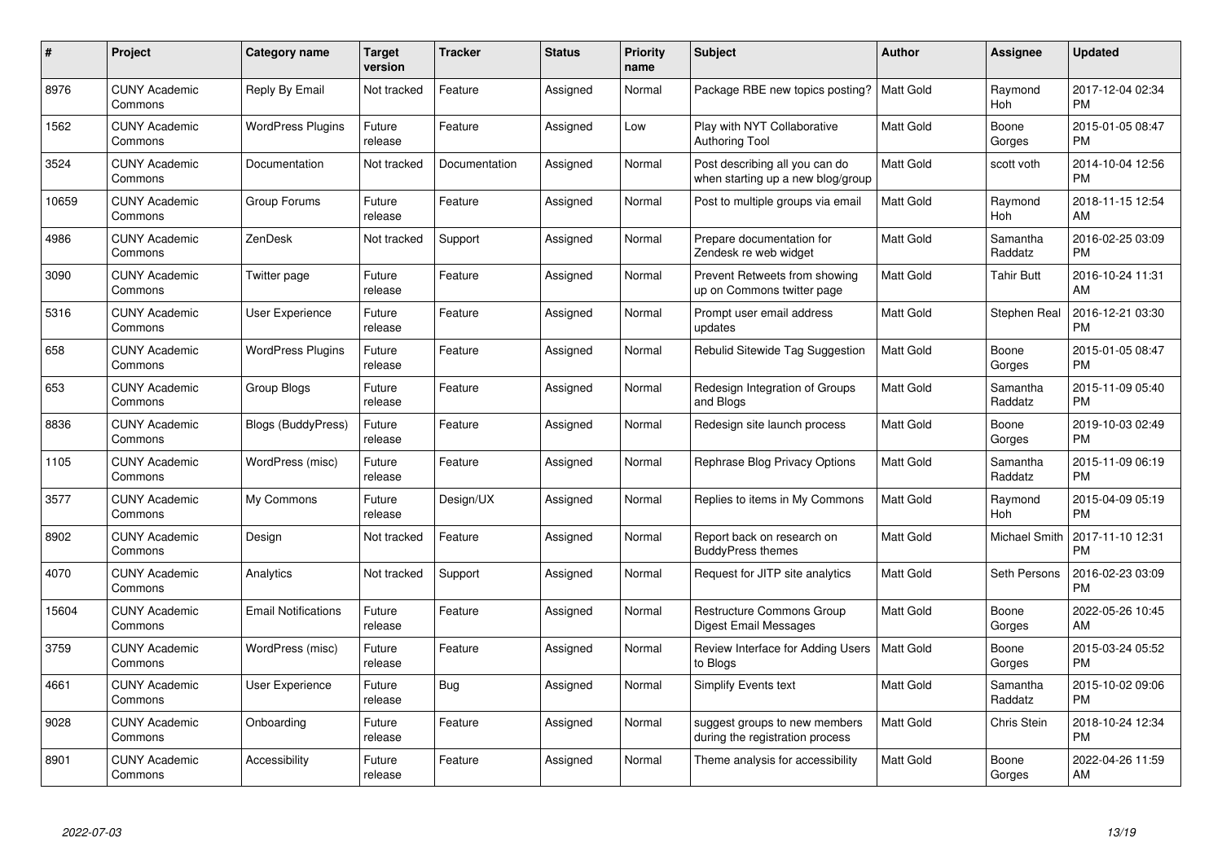| # | Project | Category name | Target version | Tracker | Status | Priority name | Subject | Author | Assignee | Updated |
|---|---|---|---|---|---|---|---|---|---|---|
| 8976 | CUNY Academic Commons | Reply By Email | Not tracked | Feature | Assigned | Normal | Package RBE new topics posting? | Matt Gold | Raymond Hoh | 2017-12-04 02:34 PM |
| 1562 | CUNY Academic Commons | WordPress Plugins | Future release | Feature | Assigned | Low | Play with NYT Collaborative Authoring Tool | Matt Gold | Boone Gorges | 2015-01-05 08:47 PM |
| 3524 | CUNY Academic Commons | Documentation | Not tracked | Documentation | Assigned | Normal | Post describing all you can do when starting up a new blog/group | Matt Gold | scott voth | 2014-10-04 12:56 PM |
| 10659 | CUNY Academic Commons | Group Forums | Future release | Feature | Assigned | Normal | Post to multiple groups via email | Matt Gold | Raymond Hoh | 2018-11-15 12:54 AM |
| 4986 | CUNY Academic Commons | ZenDesk | Not tracked | Support | Assigned | Normal | Prepare documentation for Zendesk re web widget | Matt Gold | Samantha Raddatz | 2016-02-25 03:09 PM |
| 3090 | CUNY Academic Commons | Twitter page | Future release | Feature | Assigned | Normal | Prevent Retweets from showing up on Commons twitter page | Matt Gold | Tahir Butt | 2016-10-24 11:31 AM |
| 5316 | CUNY Academic Commons | User Experience | Future release | Feature | Assigned | Normal | Prompt user email address updates | Matt Gold | Stephen Real | 2016-12-21 03:30 PM |
| 658 | CUNY Academic Commons | WordPress Plugins | Future release | Feature | Assigned | Normal | Rebulid Sitewide Tag Suggestion | Matt Gold | Boone Gorges | 2015-01-05 08:47 PM |
| 653 | CUNY Academic Commons | Group Blogs | Future release | Feature | Assigned | Normal | Redesign Integration of Groups and Blogs | Matt Gold | Samantha Raddatz | 2015-11-09 05:40 PM |
| 8836 | CUNY Academic Commons | Blogs (BuddyPress) | Future release | Feature | Assigned | Normal | Redesign site launch process | Matt Gold | Boone Gorges | 2019-10-03 02:49 PM |
| 1105 | CUNY Academic Commons | WordPress (misc) | Future release | Feature | Assigned | Normal | Rephrase Blog Privacy Options | Matt Gold | Samantha Raddatz | 2015-11-09 06:19 PM |
| 3577 | CUNY Academic Commons | My Commons | Future release | Design/UX | Assigned | Normal | Replies to items in My Commons | Matt Gold | Raymond Hoh | 2015-04-09 05:19 PM |
| 8902 | CUNY Academic Commons | Design | Not tracked | Feature | Assigned | Normal | Report back on research on BuddyPress themes | Matt Gold | Michael Smith | 2017-11-10 12:31 PM |
| 4070 | CUNY Academic Commons | Analytics | Not tracked | Support | Assigned | Normal | Request for JITP site analytics | Matt Gold | Seth Persons | 2016-02-23 03:09 PM |
| 15604 | CUNY Academic Commons | Email Notifications | Future release | Feature | Assigned | Normal | Restructure Commons Group Digest Email Messages | Matt Gold | Boone Gorges | 2022-05-26 10:45 AM |
| 3759 | CUNY Academic Commons | WordPress (misc) | Future release | Feature | Assigned | Normal | Review Interface for Adding Users to Blogs | Matt Gold | Boone Gorges | 2015-03-24 05:52 PM |
| 4661 | CUNY Academic Commons | User Experience | Future release | Bug | Assigned | Normal | Simplify Events text | Matt Gold | Samantha Raddatz | 2015-10-02 09:06 PM |
| 9028 | CUNY Academic Commons | Onboarding | Future release | Feature | Assigned | Normal | suggest groups to new members during the registration process | Matt Gold | Chris Stein | 2018-10-24 12:34 PM |
| 8901 | CUNY Academic Commons | Accessibility | Future release | Feature | Assigned | Normal | Theme analysis for accessibility | Matt Gold | Boone Gorges | 2022-04-26 11:59 AM |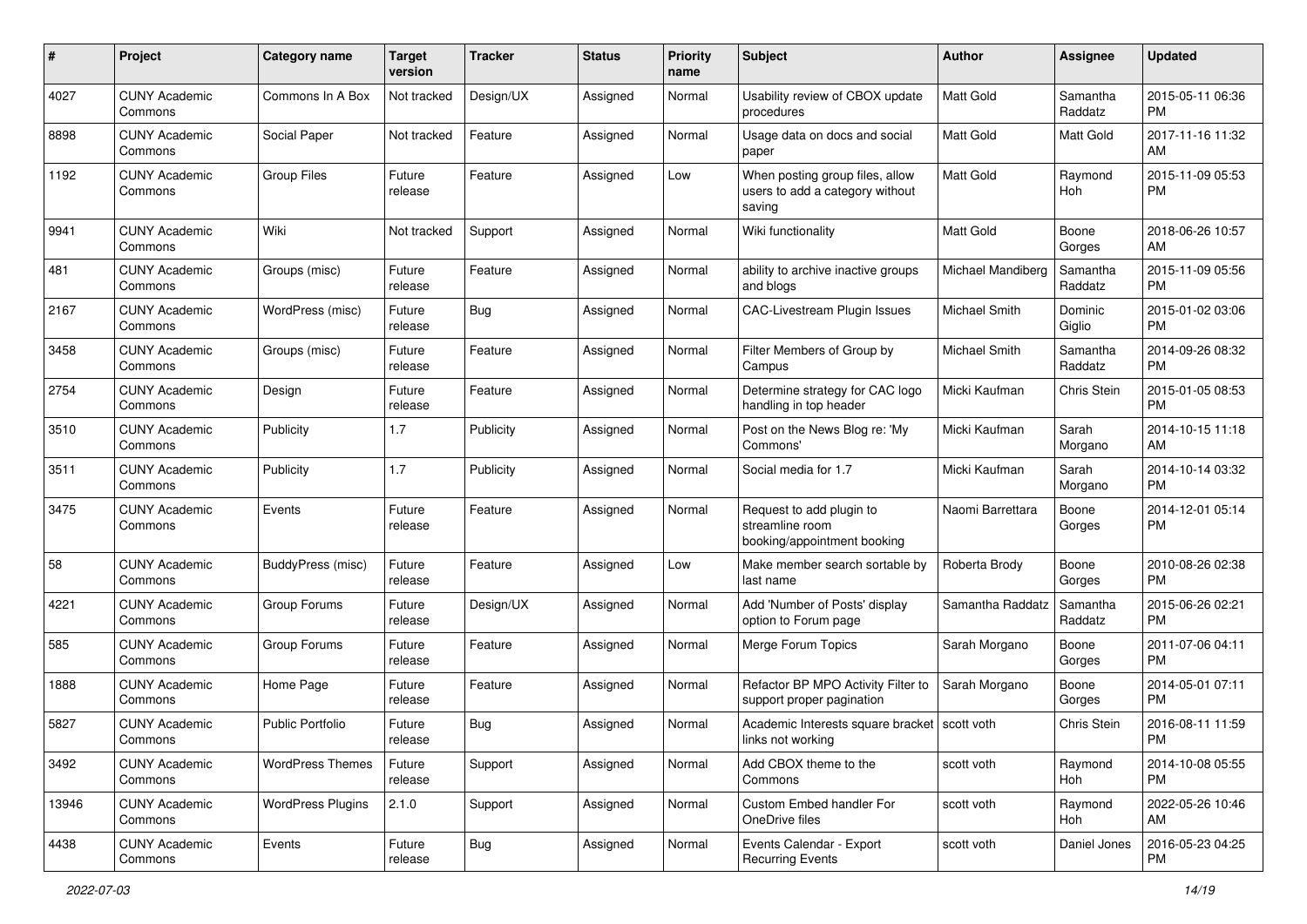| # | Project | Category name | Target version | Tracker | Status | Priority name | Subject | Author | Assignee | Updated |
|---|---|---|---|---|---|---|---|---|---|---|
| 4027 | CUNY Academic Commons | Commons In A Box | Not tracked | Design/UX | Assigned | Normal | Usability review of CBOX update procedures | Matt Gold | Samantha Raddatz | 2015-05-11 06:36 PM |
| 8898 | CUNY Academic Commons | Social Paper | Not tracked | Feature | Assigned | Normal | Usage data on docs and social paper | Matt Gold | Matt Gold | 2017-11-16 11:32 AM |
| 1192 | CUNY Academic Commons | Group Files | Future release | Feature | Assigned | Low | When posting group files, allow users to add a category without saving | Matt Gold | Raymond Hoh | 2015-11-09 05:53 PM |
| 9941 | CUNY Academic Commons | Wiki | Not tracked | Support | Assigned | Normal | Wiki functionality | Matt Gold | Boone Gorges | 2018-06-26 10:57 AM |
| 481 | CUNY Academic Commons | Groups (misc) | Future release | Feature | Assigned | Normal | ability to archive inactive groups and blogs | Michael Mandiberg | Samantha Raddatz | 2015-11-09 05:56 PM |
| 2167 | CUNY Academic Commons | WordPress (misc) | Future release | Bug | Assigned | Normal | CAC-Livestream Plugin Issues | Michael Smith | Dominic Giglio | 2015-01-02 03:06 PM |
| 3458 | CUNY Academic Commons | Groups (misc) | Future release | Feature | Assigned | Normal | Filter Members of Group by Campus | Michael Smith | Samantha Raddatz | 2014-09-26 08:32 PM |
| 2754 | CUNY Academic Commons | Design | Future release | Feature | Assigned | Normal | Determine strategy for CAC logo handling in top header | Micki Kaufman | Chris Stein | 2015-01-05 08:53 PM |
| 3510 | CUNY Academic Commons | Publicity | 1.7 | Publicity | Assigned | Normal | Post on the News Blog re: 'My Commons' | Micki Kaufman | Sarah Morgano | 2014-10-15 11:18 AM |
| 3511 | CUNY Academic Commons | Publicity | 1.7 | Publicity | Assigned | Normal | Social media for 1.7 | Micki Kaufman | Sarah Morgano | 2014-10-14 03:32 PM |
| 3475 | CUNY Academic Commons | Events | Future release | Feature | Assigned | Normal | Request to add plugin to streamline room booking/appointment booking | Naomi Barrettara | Boone Gorges | 2014-12-01 05:14 PM |
| 58 | CUNY Academic Commons | BuddyPress (misc) | Future release | Feature | Assigned | Low | Make member search sortable by last name | Roberta Brody | Boone Gorges | 2010-08-26 02:38 PM |
| 4221 | CUNY Academic Commons | Group Forums | Future release | Design/UX | Assigned | Normal | Add 'Number of Posts' display option to Forum page | Samantha Raddatz | Samantha Raddatz | 2015-06-26 02:21 PM |
| 585 | CUNY Academic Commons | Group Forums | Future release | Feature | Assigned | Normal | Merge Forum Topics | Sarah Morgano | Boone Gorges | 2011-07-06 04:11 PM |
| 1888 | CUNY Academic Commons | Home Page | Future release | Feature | Assigned | Normal | Refactor BP MPO Activity Filter to support proper pagination | Sarah Morgano | Boone Gorges | 2014-05-01 07:11 PM |
| 5827 | CUNY Academic Commons | Public Portfolio | Future release | Bug | Assigned | Normal | Academic Interests square bracket links not working | scott voth | Chris Stein | 2016-08-11 11:59 PM |
| 3492 | CUNY Academic Commons | WordPress Themes | Future release | Support | Assigned | Normal | Add CBOX theme to the Commons | scott voth | Raymond Hoh | 2014-10-08 05:55 PM |
| 13946 | CUNY Academic Commons | WordPress Plugins | 2.1.0 | Support | Assigned | Normal | Custom Embed handler For OneDrive files | scott voth | Raymond Hoh | 2022-05-26 10:46 AM |
| 4438 | CUNY Academic Commons | Events | Future release | Bug | Assigned | Normal | Events Calendar - Export Recurring Events | scott voth | Daniel Jones | 2016-05-23 04:25 PM |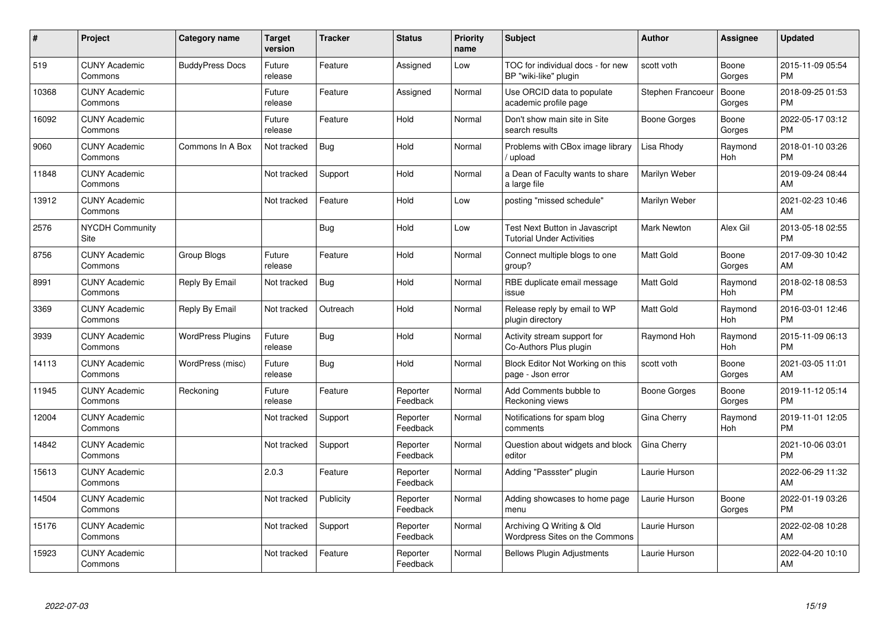| # | Project | Category name | Target version | Tracker | Status | Priority name | Subject | Author | Assignee | Updated |
|---|---|---|---|---|---|---|---|---|---|---|
| 519 | CUNY Academic Commons | BuddyPress Docs | Future release | Feature | Assigned | Low | TOC for individual docs - for new BP "wiki-like" plugin | scott voth | Boone Gorges | 2015-11-09 05:54 PM |
| 10368 | CUNY Academic Commons | | Future release | Feature | Assigned | Normal | Use ORCID data to populate academic profile page | Stephen Francoeur | Boone Gorges | 2018-09-25 01:53 PM |
| 16092 | CUNY Academic Commons | | Future release | Feature | Hold | Normal | Don't show main site in Site search results | Boone Gorges | Boone Gorges | 2022-05-17 03:12 PM |
| 9060 | CUNY Academic Commons | Commons In A Box | Not tracked | Bug | Hold | Normal | Problems with CBox image library / upload | Lisa Rhody | Raymond Hoh | 2018-01-10 03:26 PM |
| 11848 | CUNY Academic Commons | | Not tracked | Support | Hold | Normal | a Dean of Faculty wants to share a large file | Marilyn Weber | | 2019-09-24 08:44 AM |
| 13912 | CUNY Academic Commons | | Not tracked | Feature | Hold | Low | posting "missed schedule" | Marilyn Weber | | 2021-02-23 10:46 AM |
| 2576 | NYCDH Community Site | | | Bug | Hold | Low | Test Next Button in Javascript Tutorial Under Activities | Mark Newton | Alex Gil | 2013-05-18 02:55 PM |
| 8756 | CUNY Academic Commons | Group Blogs | Future release | Feature | Hold | Normal | Connect multiple blogs to one group? | Matt Gold | Boone Gorges | 2017-09-30 10:42 AM |
| 8991 | CUNY Academic Commons | Reply By Email | Not tracked | Bug | Hold | Normal | RBE duplicate email message issue | Matt Gold | Raymond Hoh | 2018-02-18 08:53 PM |
| 3369 | CUNY Academic Commons | Reply By Email | Not tracked | Outreach | Hold | Normal | Release reply by email to WP plugin directory | Matt Gold | Raymond Hoh | 2016-03-01 12:46 PM |
| 3939 | CUNY Academic Commons | WordPress Plugins | Future release | Bug | Hold | Normal | Activity stream support for Co-Authors Plus plugin | Raymond Hoh | Raymond Hoh | 2015-11-09 06:13 PM |
| 14113 | CUNY Academic Commons | WordPress (misc) | Future release | Bug | Hold | Normal | Block Editor Not Working on this page - Json error | scott voth | Boone Gorges | 2021-03-05 11:01 AM |
| 11945 | CUNY Academic Commons | Reckoning | Future release | Feature | Reporter Feedback | Normal | Add Comments bubble to Reckoning views | Boone Gorges | Boone Gorges | 2019-11-12 05:14 PM |
| 12004 | CUNY Academic Commons | | Not tracked | Support | Reporter Feedback | Normal | Notifications for spam blog comments | Gina Cherry | Raymond Hoh | 2019-11-01 12:05 PM |
| 14842 | CUNY Academic Commons | | Not tracked | Support | Reporter Feedback | Normal | Question about widgets and block editor | Gina Cherry | | 2021-10-06 03:01 PM |
| 15613 | CUNY Academic Commons | | 2.0.3 | Feature | Reporter Feedback | Normal | Adding "Passster" plugin | Laurie Hurson | | 2022-06-29 11:32 AM |
| 14504 | CUNY Academic Commons | | Not tracked | Publicity | Reporter Feedback | Normal | Adding showcases to home page menu | Laurie Hurson | Boone Gorges | 2022-01-19 03:26 PM |
| 15176 | CUNY Academic Commons | | Not tracked | Support | Reporter Feedback | Normal | Archiving Q Writing & Old Wordpress Sites on the Commons | Laurie Hurson | | 2022-02-08 10:28 AM |
| 15923 | CUNY Academic Commons | | Not tracked | Feature | Reporter Feedback | Normal | Bellows Plugin Adjustments | Laurie Hurson | | 2022-04-20 10:10 AM |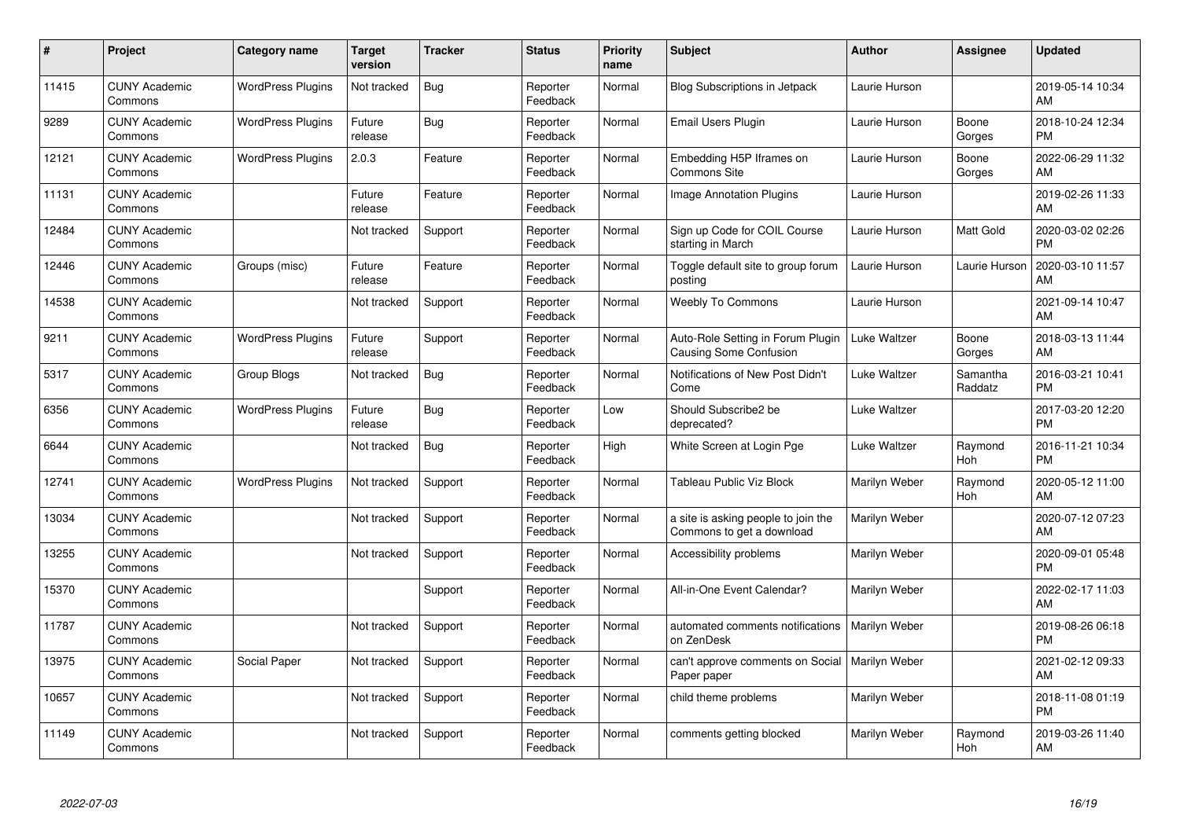| # | Project | Category name | Target version | Tracker | Status | Priority name | Subject | Author | Assignee | Updated |
|---|---|---|---|---|---|---|---|---|---|---|
| 11415 | CUNY Academic Commons | WordPress Plugins | Not tracked | Bug | Reporter Feedback | Normal | Blog Subscriptions in Jetpack | Laurie Hurson | | 2019-05-14 10:34 AM |
| 9289 | CUNY Academic Commons | WordPress Plugins | Future release | Bug | Reporter Feedback | Normal | Email Users Plugin | Laurie Hurson | Boone Gorges | 2018-10-24 12:34 PM |
| 12121 | CUNY Academic Commons | WordPress Plugins | 2.0.3 | Feature | Reporter Feedback | Normal | Embedding H5P Iframes on Commons Site | Laurie Hurson | Boone Gorges | 2022-06-29 11:32 AM |
| 11131 | CUNY Academic Commons | | Future release | Feature | Reporter Feedback | Normal | Image Annotation Plugins | Laurie Hurson | | 2019-02-26 11:33 AM |
| 12484 | CUNY Academic Commons | | Not tracked | Support | Reporter Feedback | Normal | Sign up Code for COIL Course starting in March | Laurie Hurson | Matt Gold | 2020-03-02 02:26 PM |
| 12446 | CUNY Academic Commons | Groups (misc) | Future release | Feature | Reporter Feedback | Normal | Toggle default site to group forum posting | Laurie Hurson | Laurie Hurson | 2020-03-10 11:57 AM |
| 14538 | CUNY Academic Commons | | Not tracked | Support | Reporter Feedback | Normal | Weebly To Commons | Laurie Hurson | | 2021-09-14 10:47 AM |
| 9211 | CUNY Academic Commons | WordPress Plugins | Future release | Support | Reporter Feedback | Normal | Auto-Role Setting in Forum Plugin Causing Some Confusion | Luke Waltzer | Boone Gorges | 2018-03-13 11:44 AM |
| 5317 | CUNY Academic Commons | Group Blogs | Not tracked | Bug | Reporter Feedback | Normal | Notifications of New Post Didn't Come | Luke Waltzer | Samantha Raddatz | 2016-03-21 10:41 PM |
| 6356 | CUNY Academic Commons | WordPress Plugins | Future release | Bug | Reporter Feedback | Low | Should Subscribe2 be deprecated? | Luke Waltzer | | 2017-03-20 12:20 PM |
| 6644 | CUNY Academic Commons | | Not tracked | Bug | Reporter Feedback | High | White Screen at Login Pge | Luke Waltzer | Raymond Hoh | 2016-11-21 10:34 PM |
| 12741 | CUNY Academic Commons | WordPress Plugins | Not tracked | Support | Reporter Feedback | Normal | Tableau Public Viz Block | Marilyn Weber | Raymond Hoh | 2020-05-12 11:00 AM |
| 13034 | CUNY Academic Commons | | Not tracked | Support | Reporter Feedback | Normal | a site is asking people to join the Commons to get a download | Marilyn Weber | | 2020-07-12 07:23 AM |
| 13255 | CUNY Academic Commons | | Not tracked | Support | Reporter Feedback | Normal | Accessibility problems | Marilyn Weber | | 2020-09-01 05:48 PM |
| 15370 | CUNY Academic Commons | | | Support | Reporter Feedback | Normal | All-in-One Event Calendar? | Marilyn Weber | | 2022-02-17 11:03 AM |
| 11787 | CUNY Academic Commons | | Not tracked | Support | Reporter Feedback | Normal | automated comments notifications on ZenDesk | Marilyn Weber | | 2019-08-26 06:18 PM |
| 13975 | CUNY Academic Commons | Social Paper | Not tracked | Support | Reporter Feedback | Normal | can't approve comments on Social Paper paper | Marilyn Weber | | 2021-02-12 09:33 AM |
| 10657 | CUNY Academic Commons | | Not tracked | Support | Reporter Feedback | Normal | child theme problems | Marilyn Weber | | 2018-11-08 01:19 PM |
| 11149 | CUNY Academic Commons | | Not tracked | Support | Reporter Feedback | Normal | comments getting blocked | Marilyn Weber | Raymond Hoh | 2019-03-26 11:40 AM |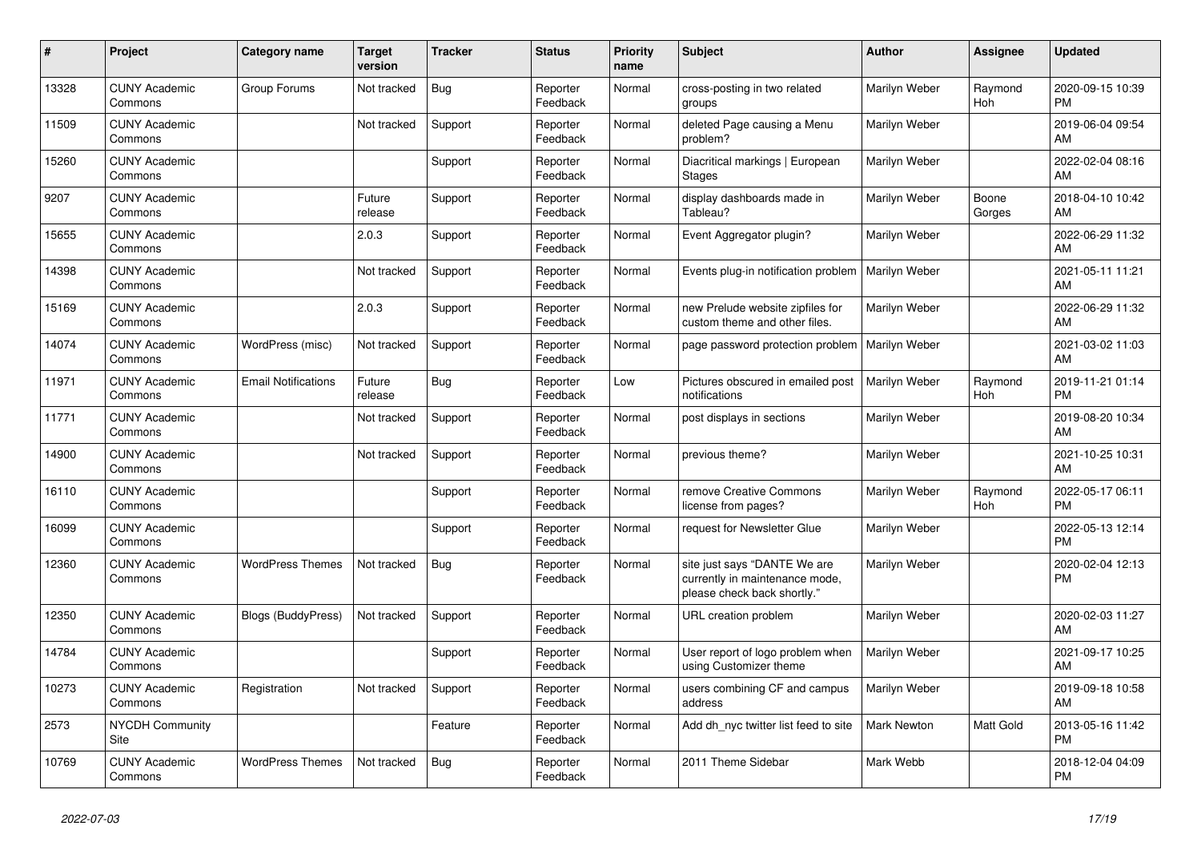| # | Project | Category name | Target version | Tracker | Status | Priority name | Subject | Author | Assignee | Updated |
|---|---|---|---|---|---|---|---|---|---|---|
| 13328 | CUNY Academic Commons | Group Forums | Not tracked | Bug | Reporter Feedback | Normal | cross-posting in two related groups | Marilyn Weber | Raymond Hoh | 2020-09-15 10:39 PM |
| 11509 | CUNY Academic Commons | | Not tracked | Support | Reporter Feedback | Normal | deleted Page causing a Menu problem? | Marilyn Weber | | 2019-06-04 09:54 AM |
| 15260 | CUNY Academic Commons | | | Support | Reporter Feedback | Normal | Diacritical markings \| European Stages | Marilyn Weber | | 2022-02-04 08:16 AM |
| 9207 | CUNY Academic Commons | | Future release | Support | Reporter Feedback | Normal | display dashboards made in Tableau? | Marilyn Weber | Boone Gorges | 2018-04-10 10:42 AM |
| 15655 | CUNY Academic Commons | | 2.0.3 | Support | Reporter Feedback | Normal | Event Aggregator plugin? | Marilyn Weber | | 2022-06-29 11:32 AM |
| 14398 | CUNY Academic Commons | | Not tracked | Support | Reporter Feedback | Normal | Events plug-in notification problem | Marilyn Weber | | 2021-05-11 11:21 AM |
| 15169 | CUNY Academic Commons | | 2.0.3 | Support | Reporter Feedback | Normal | new Prelude website zipfiles for custom theme and other files. | Marilyn Weber | | 2022-06-29 11:32 AM |
| 14074 | CUNY Academic Commons | WordPress (misc) | Not tracked | Support | Reporter Feedback | Normal | page password protection problem | Marilyn Weber | | 2021-03-02 11:03 AM |
| 11971 | CUNY Academic Commons | Email Notifications | Future release | Bug | Reporter Feedback | Low | Pictures obscured in emailed post notifications | Marilyn Weber | Raymond Hoh | 2019-11-21 01:14 PM |
| 11771 | CUNY Academic Commons | | Not tracked | Support | Reporter Feedback | Normal | post displays in sections | Marilyn Weber | | 2019-08-20 10:34 AM |
| 14900 | CUNY Academic Commons | | Not tracked | Support | Reporter Feedback | Normal | previous theme? | Marilyn Weber | | 2021-10-25 10:31 AM |
| 16110 | CUNY Academic Commons | | | Support | Reporter Feedback | Normal | remove Creative Commons license from pages? | Marilyn Weber | Raymond Hoh | 2022-05-17 06:11 PM |
| 16099 | CUNY Academic Commons | | | Support | Reporter Feedback | Normal | request for Newsletter Glue | Marilyn Weber | | 2022-05-13 12:14 PM |
| 12360 | CUNY Academic Commons | WordPress Themes | Not tracked | Bug | Reporter Feedback | Normal | site just says "DANTE We are currently in maintenance mode, please check back shortly." | Marilyn Weber | | 2020-02-04 12:13 PM |
| 12350 | CUNY Academic Commons | Blogs (BuddyPress) | Not tracked | Support | Reporter Feedback | Normal | URL creation problem | Marilyn Weber | | 2020-02-03 11:27 AM |
| 14784 | CUNY Academic Commons | | | Support | Reporter Feedback | Normal | User report of logo problem when using Customizer theme | Marilyn Weber | | 2021-09-17 10:25 AM |
| 10273 | CUNY Academic Commons | Registration | Not tracked | Support | Reporter Feedback | Normal | users combining CF and campus address | Marilyn Weber | | 2019-09-18 10:58 AM |
| 2573 | NYCDH Community Site | | | Feature | Reporter Feedback | Normal | Add dh_nyc twitter list feed to site | Mark Newton | Matt Gold | 2013-05-16 11:42 PM |
| 10769 | CUNY Academic Commons | WordPress Themes | Not tracked | Bug | Reporter Feedback | Normal | 2011 Theme Sidebar | Mark Webb | | 2018-12-04 04:09 PM |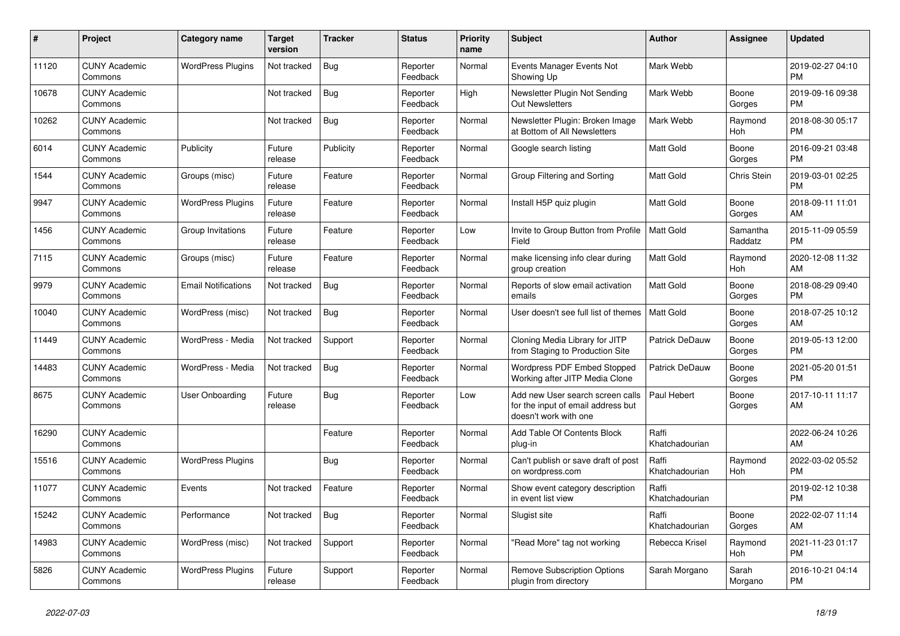| # | Project | Category name | Target version | Tracker | Status | Priority name | Subject | Author | Assignee | Updated |
|---|---|---|---|---|---|---|---|---|---|---|
| 11120 | CUNY Academic Commons | WordPress Plugins | Not tracked | Bug | Reporter Feedback | Normal | Events Manager Events Not Showing Up | Mark Webb | | 2019-02-27 04:10 PM |
| 10678 | CUNY Academic Commons | | Not tracked | Bug | Reporter Feedback | High | Newsletter Plugin Not Sending Out Newsletters | Mark Webb | Boone Gorges | 2019-09-16 09:38 PM |
| 10262 | CUNY Academic Commons | | Not tracked | Bug | Reporter Feedback | Normal | Newsletter Plugin: Broken Image at Bottom of All Newsletters | Mark Webb | Raymond Hoh | 2018-08-30 05:17 PM |
| 6014 | CUNY Academic Commons | Publicity | Future release | Publicity | Reporter Feedback | Normal | Google search listing | Matt Gold | Boone Gorges | 2016-09-21 03:48 PM |
| 1544 | CUNY Academic Commons | Groups (misc) | Future release | Feature | Reporter Feedback | Normal | Group Filtering and Sorting | Matt Gold | Chris Stein | 2019-03-01 02:25 PM |
| 9947 | CUNY Academic Commons | WordPress Plugins | Future release | Feature | Reporter Feedback | Normal | Install H5P quiz plugin | Matt Gold | Boone Gorges | 2018-09-11 11:01 AM |
| 1456 | CUNY Academic Commons | Group Invitations | Future release | Feature | Reporter Feedback | Low | Invite to Group Button from Profile Field | Matt Gold | Samantha Raddatz | 2015-11-09 05:59 PM |
| 7115 | CUNY Academic Commons | Groups (misc) | Future release | Feature | Reporter Feedback | Normal | make licensing info clear during group creation | Matt Gold | Raymond Hoh | 2020-12-08 11:32 AM |
| 9979 | CUNY Academic Commons | Email Notifications | Not tracked | Bug | Reporter Feedback | Normal | Reports of slow email activation emails | Matt Gold | Boone Gorges | 2018-08-29 09:40 PM |
| 10040 | CUNY Academic Commons | WordPress (misc) | Not tracked | Bug | Reporter Feedback | Normal | User doesn't see full list of themes | Matt Gold | Boone Gorges | 2018-07-25 10:12 AM |
| 11449 | CUNY Academic Commons | WordPress - Media | Not tracked | Support | Reporter Feedback | Normal | Cloning Media Library for JITP from Staging to Production Site | Patrick DeDauw | Boone Gorges | 2019-05-13 12:00 PM |
| 14483 | CUNY Academic Commons | WordPress - Media | Not tracked | Bug | Reporter Feedback | Normal | Wordpress PDF Embed Stopped Working after JITP Media Clone | Patrick DeDauw | Boone Gorges | 2021-05-20 01:51 PM |
| 8675 | CUNY Academic Commons | User Onboarding | Future release | Bug | Reporter Feedback | Low | Add new User search screen calls for the input of email address but doesn't work with one | Paul Hebert | Boone Gorges | 2017-10-11 11:17 AM |
| 16290 | CUNY Academic Commons | | | Feature | Reporter Feedback | Normal | Add Table Of Contents Block plug-in | Raffi Khatchadourian | | 2022-06-24 10:26 AM |
| 15516 | CUNY Academic Commons | WordPress Plugins | | Bug | Reporter Feedback | Normal | Can't publish or save draft of post on wordpress.com | Raffi Khatchadourian | Raymond Hoh | 2022-03-02 05:52 PM |
| 11077 | CUNY Academic Commons | Events | Not tracked | Feature | Reporter Feedback | Normal | Show event category description in event list view | Raffi Khatchadourian | | 2019-02-12 10:38 PM |
| 15242 | CUNY Academic Commons | Performance | Not tracked | Bug | Reporter Feedback | Normal | Slugist site | Raffi Khatchadourian | Boone Gorges | 2022-02-07 11:14 AM |
| 14983 | CUNY Academic Commons | WordPress (misc) | Not tracked | Support | Reporter Feedback | Normal | "Read More" tag not working | Rebecca Krisel | Raymond Hoh | 2021-11-23 01:17 PM |
| 5826 | CUNY Academic Commons | WordPress Plugins | Future release | Support | Reporter Feedback | Normal | Remove Subscription Options plugin from directory | Sarah Morgano | Sarah Morgano | 2016-10-21 04:14 PM |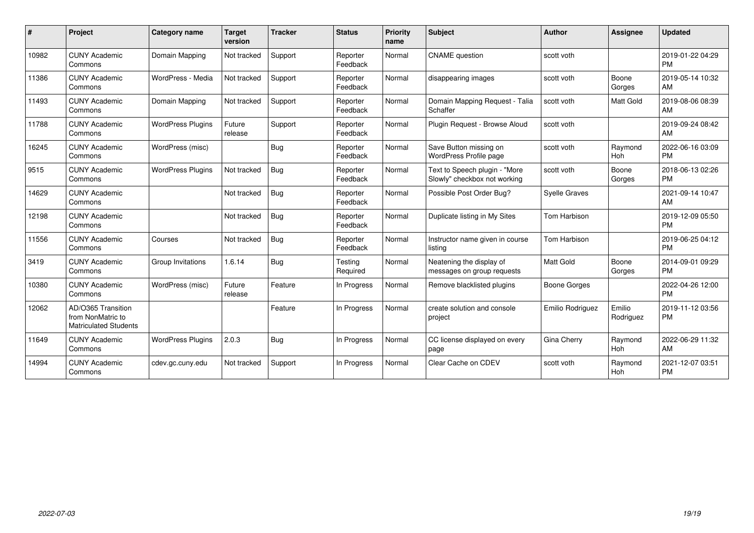| # | Project | Category name | Target version | Tracker | Status | Priority name | Subject | Author | Assignee | Updated |
|---|---|---|---|---|---|---|---|---|---|---|
| 10982 | CUNY Academic Commons | Domain Mapping | Not tracked | Support | Reporter Feedback | Normal | CNAME question | scott voth | | 2019-01-22 04:29 PM |
| 11386 | CUNY Academic Commons | WordPress - Media | Not tracked | Support | Reporter Feedback | Normal | disappearing images | scott voth | Boone Gorges | 2019-05-14 10:32 AM |
| 11493 | CUNY Academic Commons | Domain Mapping | Not tracked | Support | Reporter Feedback | Normal | Domain Mapping Request - Talia Schaffer | scott voth | Matt Gold | 2019-08-06 08:39 AM |
| 11788 | CUNY Academic Commons | WordPress Plugins | Future release | Support | Reporter Feedback | Normal | Plugin Request - Browse Aloud | scott voth | | 2019-09-24 08:42 AM |
| 16245 | CUNY Academic Commons | WordPress (misc) | | Bug | Reporter Feedback | Normal | Save Button missing on WordPress Profile page | scott voth | Raymond Hoh | 2022-06-16 03:09 PM |
| 9515 | CUNY Academic Commons | WordPress Plugins | Not tracked | Bug | Reporter Feedback | Normal | Text to Speech plugin - "More Slowly" checkbox not working | scott voth | Boone Gorges | 2018-06-13 02:26 PM |
| 14629 | CUNY Academic Commons | | Not tracked | Bug | Reporter Feedback | Normal | Possible Post Order Bug? | Syelle Graves | | 2021-09-14 10:47 AM |
| 12198 | CUNY Academic Commons | | Not tracked | Bug | Reporter Feedback | Normal | Duplicate listing in My Sites | Tom Harbison | | 2019-12-09 05:50 PM |
| 11556 | CUNY Academic Commons | Courses | Not tracked | Bug | Reporter Feedback | Normal | Instructor name given in course listing | Tom Harbison | | 2019-06-25 04:12 PM |
| 3419 | CUNY Academic Commons | Group Invitations | 1.6.14 | Bug | Testing Required | Normal | Neatening the display of messages on group requests | Matt Gold | Boone Gorges | 2014-09-01 09:29 PM |
| 10380 | CUNY Academic Commons | WordPress (misc) | Future release | Feature | In Progress | Normal | Remove blacklisted plugins | Boone Gorges | | 2022-04-26 12:00 PM |
| 12062 | AD/O365 Transition from NonMatric to Matriculated Students | | | Feature | In Progress | Normal | create solution and console project | Emilio Rodriguez | Emilio Rodriguez | 2019-11-12 03:56 PM |
| 11649 | CUNY Academic Commons | WordPress Plugins | 2.0.3 | Bug | In Progress | Normal | CC license displayed on every page | Gina Cherry | Raymond Hoh | 2022-06-29 11:32 AM |
| 14994 | CUNY Academic Commons | cdev.gc.cuny.edu | Not tracked | Support | In Progress | Normal | Clear Cache on CDEV | scott voth | Raymond Hoh | 2021-12-07 03:51 PM |